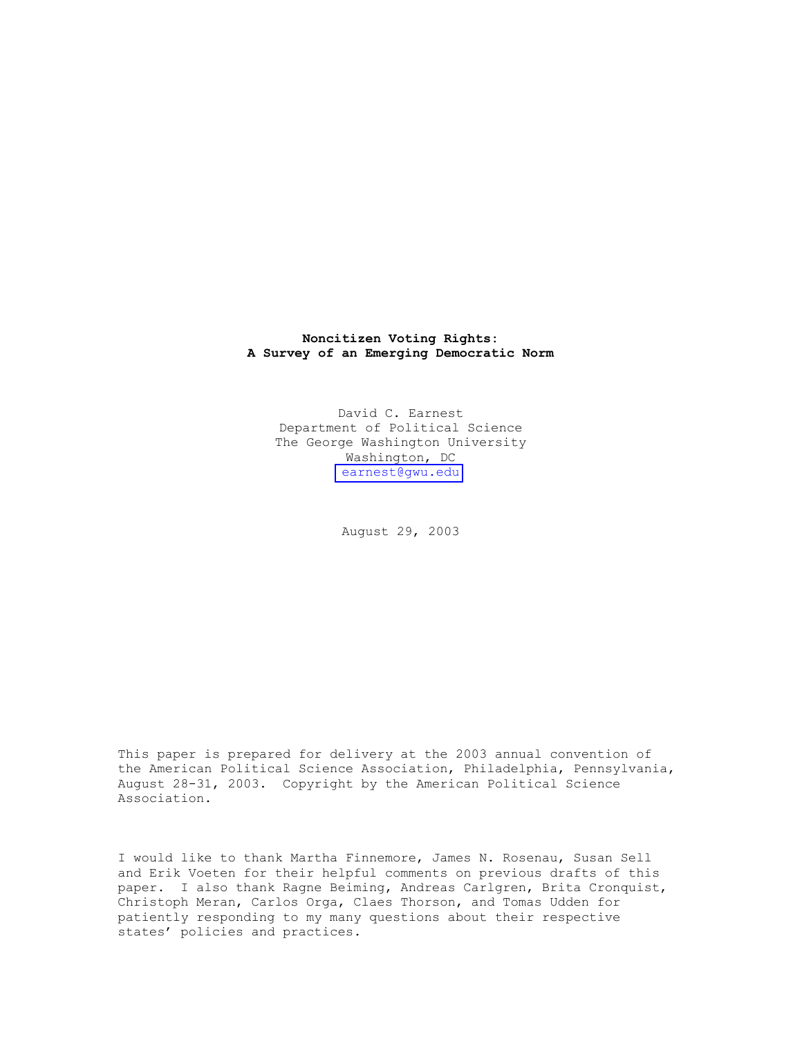# Noncitizen Voting Rights: A Survey of an Emerging Democratic Norm

David C. Earnest
Department of Political Science
The George Washington University
Washington, DC
earnest@gwu.edu

August 29, 2003

This paper is prepared for delivery at the 2003 annual convention of the American Political Science Association, Philadelphia, Pennsylvania, August 28-31, 2003. Copyright by the American Political Science Association.

I would like to thank Martha Finnemore, James N. Rosenau, Susan Sell and Erik Voeten for their helpful comments on previous drafts of this paper. I also thank Ragne Beiming, Andreas Carlgren, Brita Cronquist, Christoph Meran, Carlos Orga, Claes Thorson, and Tomas Udden for patiently responding to my many questions about their respective states' policies and practices.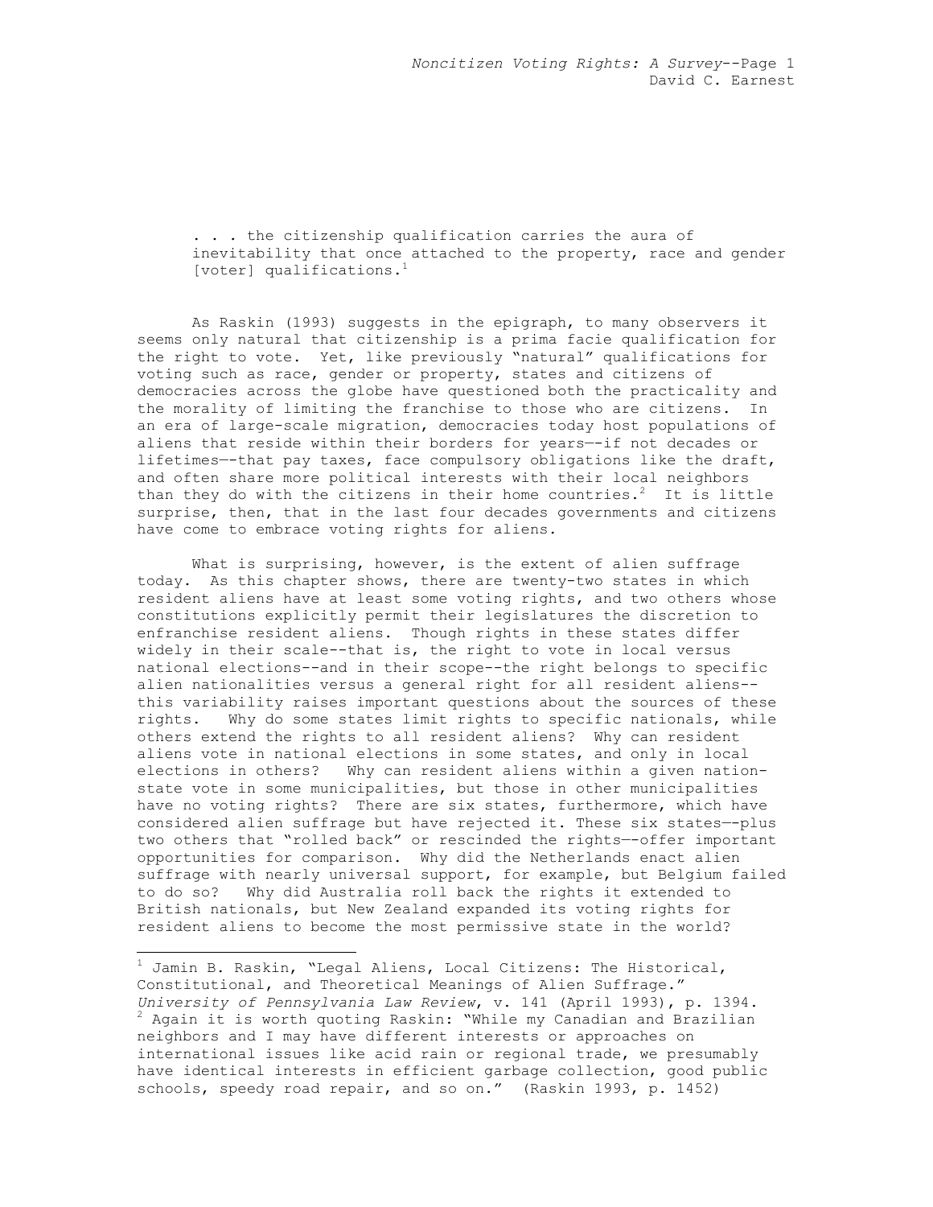> . . . the citizenship qualification carries the aura of inevitability that once attached to the property, race and gender [voter] qualifications.[1]

As Raskin (1993) suggests in the epigraph, to many observers it seems only natural that citizenship is a prima facie qualification for the right to vote. Yet, like previously "natural" qualifications for voting such as race, gender or property, states and citizens of democracies across the globe have questioned both the practicality and the morality of limiting the franchise to those who are citizens. In an era of large-scale migration, democracies today host populations of aliens that reside within their borders for years—-if not decades or lifetimes—-that pay taxes, face compulsory obligations like the draft, and often share more political interests with their local neighbors than they do with the citizens in their home countries.[2] It is little surprise, then, that in the last four decades governments and citizens have come to embrace voting rights for aliens.

What is surprising, however, is the extent of alien suffrage today. As this chapter shows, there are twenty-two states in which resident aliens have at least some voting rights, and two others whose constitutions explicitly permit their legislatures the discretion to enfranchise resident aliens. Though rights in these states differ widely in their scale--that is, the right to vote in local versus national elections--and in their scope--the right belongs to specific alien nationalities versus a general right for all resident aliens--this variability raises important questions about the sources of these rights. Why do some states limit rights to specific nationals, while others extend the rights to all resident aliens? Why can resident aliens vote in national elections in some states, and only in local elections in others? Why can resident aliens within a given nation-state vote in some municipalities, but those in other municipalities have no voting rights? There are six states, furthermore, which have considered alien suffrage but have rejected it. These six states—-plus two others that "rolled back" or rescinded the rights—-offer important opportunities for comparison. Why did the Netherlands enact alien suffrage with nearly universal support, for example, but Belgium failed to do so? Why did Australia roll back the rights it extended to British nationals, but New Zealand expanded its voting rights for resident aliens to become the most permissive state in the world?

---

[1] Jamin B. Raskin, "Legal Aliens, Local Citizens: The Historical, Constitutional, and Theoretical Meanings of Alien Suffrage." *University of Pennsylvania Law Review*, v. 141 (April 1993), p. 1394.

[2] Again it is worth quoting Raskin: "While my Canadian and Brazilian neighbors and I may have different interests or approaches on international issues like acid rain or regional trade, we presumably have identical interests in efficient garbage collection, good public schools, speedy road repair, and so on." (Raskin 1993, p. 1452)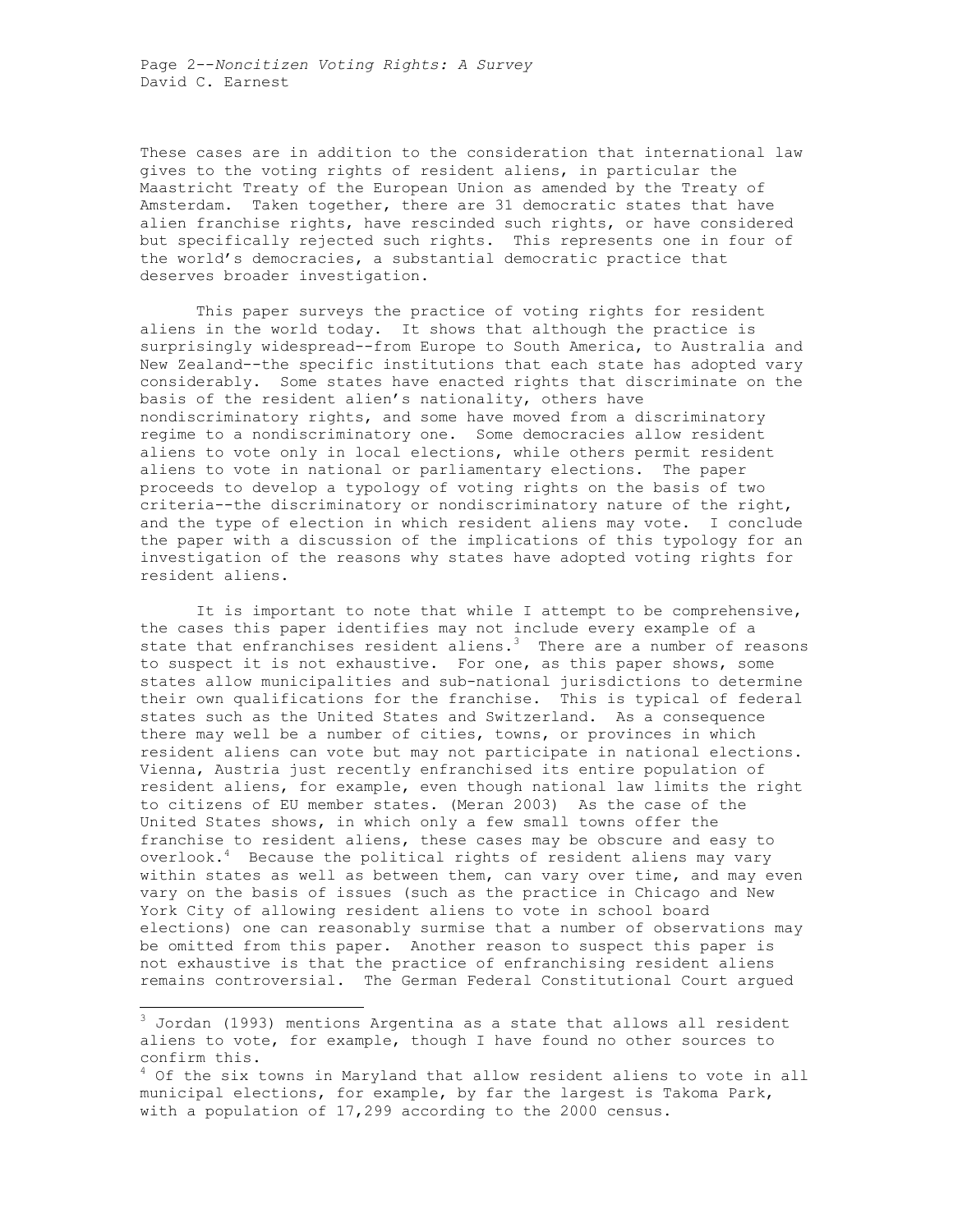These cases are in addition to the consideration that international law gives to the voting rights of resident aliens, in particular the Maastricht Treaty of the European Union as amended by the Treaty of Amsterdam. Taken together, there are 31 democratic states that have alien franchise rights, have rescinded such rights, or have considered but specifically rejected such rights. This represents one in four of the world's democracies, a substantial democratic practice that deserves broader investigation.

This paper surveys the practice of voting rights for resident aliens in the world today. It shows that although the practice is surprisingly widespread--from Europe to South America, to Australia and New Zealand--the specific institutions that each state has adopted vary considerably. Some states have enacted rights that discriminate on the basis of the resident alien's nationality, others have nondiscriminatory rights, and some have moved from a discriminatory regime to a nondiscriminatory one. Some democracies allow resident aliens to vote only in local elections, while others permit resident aliens to vote in national or parliamentary elections. The paper proceeds to develop a typology of voting rights on the basis of two criteria--the discriminatory or nondiscriminatory nature of the right, and the type of election in which resident aliens may vote. I conclude the paper with a discussion of the implications of this typology for an investigation of the reasons why states have adopted voting rights for resident aliens.

It is important to note that while I attempt to be comprehensive, the cases this paper identifies may not include every example of a state that enfranchises resident aliens.[3] There are a number of reasons to suspect it is not exhaustive. For one, as this paper shows, some states allow municipalities and sub-national jurisdictions to determine their own qualifications for the franchise. This is typical of federal states such as the United States and Switzerland. As a consequence there may well be a number of cities, towns, or provinces in which resident aliens can vote but may not participate in national elections. Vienna, Austria just recently enfranchised its entire population of resident aliens, for example, even though national law limits the right to citizens of EU member states. (Meran 2003) As the case of the United States shows, in which only a few small towns offer the franchise to resident aliens, these cases may be obscure and easy to overlook.[4] Because the political rights of resident aliens may vary within states as well as between them, can vary over time, and may even vary on the basis of issues (such as the practice in Chicago and New York City of allowing resident aliens to vote in school board elections) one can reasonably surmise that a number of observations may be omitted from this paper. Another reason to suspect this paper is not exhaustive is that the practice of enfranchising resident aliens remains controversial. The German Federal Constitutional Court argued

---

[3] Jordan (1993) mentions Argentina as a state that allows all resident aliens to vote, for example, though I have found no other sources to confirm this.

[4] Of the six towns in Maryland that allow resident aliens to vote in all municipal elections, for example, by far the largest is Takoma Park, with a population of 17,299 according to the 2000 census.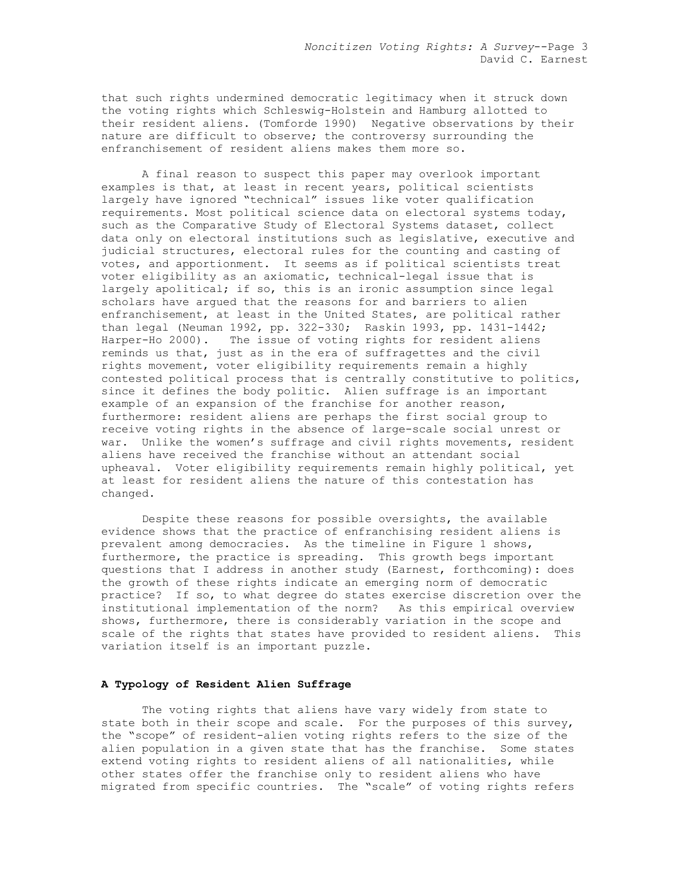that such rights undermined democratic legitimacy when it struck down the voting rights which Schleswig-Holstein and Hamburg allotted to their resident aliens. (Tomforde 1990) Negative observations by their nature are difficult to observe; the controversy surrounding the enfranchisement of resident aliens makes them more so.

A final reason to suspect this paper may overlook important examples is that, at least in recent years, political scientists largely have ignored "technical" issues like voter qualification requirements. Most political science data on electoral systems today, such as the Comparative Study of Electoral Systems dataset, collect data only on electoral institutions such as legislative, executive and judicial structures, electoral rules for the counting and casting of votes, and apportionment. It seems as if political scientists treat voter eligibility as an axiomatic, technical-legal issue that is largely apolitical; if so, this is an ironic assumption since legal scholars have argued that the reasons for and barriers to alien enfranchisement, at least in the United States, are political rather than legal (Neuman 1992, pp. 322-330; Raskin 1993, pp. 1431-1442; Harper-Ho 2000). The issue of voting rights for resident aliens reminds us that, just as in the era of suffragettes and the civil rights movement, voter eligibility requirements remain a highly contested political process that is centrally constitutive to politics, since it defines the body politic. Alien suffrage is an important example of an expansion of the franchise for another reason, furthermore: resident aliens are perhaps the first social group to receive voting rights in the absence of large-scale social unrest or war. Unlike the women's suffrage and civil rights movements, resident aliens have received the franchise without an attendant social upheaval. Voter eligibility requirements remain highly political, yet at least for resident aliens the nature of this contestation has changed.

Despite these reasons for possible oversights, the available evidence shows that the practice of enfranchising resident aliens is prevalent among democracies. As the timeline in Figure 1 shows, furthermore, the practice is spreading. This growth begs important questions that I address in another study (Earnest, forthcoming): does the growth of these rights indicate an emerging norm of democratic practice? If so, to what degree do states exercise discretion over the institutional implementation of the norm? As this empirical overview shows, furthermore, there is considerably variation in the scope and scale of the rights that states have provided to resident aliens. This variation itself is an important puzzle.

### A Typology of Resident Alien Suffrage

The voting rights that aliens have vary widely from state to state both in their scope and scale. For the purposes of this survey, the "scope" of resident-alien voting rights refers to the size of the alien population in a given state that has the franchise. Some states extend voting rights to resident aliens of all nationalities, while other states offer the franchise only to resident aliens who have migrated from specific countries. The "scale" of voting rights refers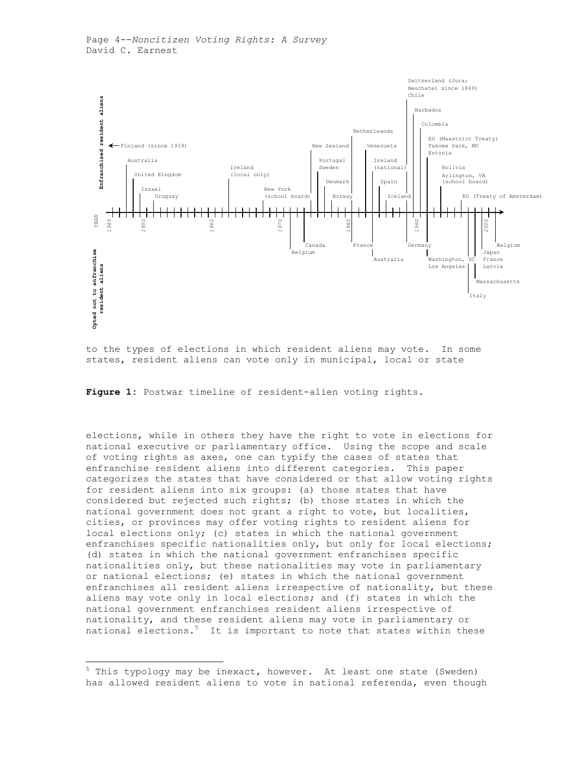Enfranchised resident aliens

Finland (since 1919)

Australia

United Kingdom

Israel

Uruguay

Ireland (local only)

New York (school board)

New Zealand

Portugal

Sweden

Denmark

Norway

Netherleands

Venezuela

Ireland (national)

Spain

Iceland

Switzerland (Jura; Neuchatel since 1849)

Chile

Barbados

Colombia

EU (Maastrict Treaty)

Takoma Park, MD

Estonia

Bolivia

Arlington, VA (school board)

EU (Treaty of Amsterdam)

YEAR 1945 1950 1960 1970 1980 1990 2000

Opted not to enfranchise resident aliens

Canada

Belgium

France

Australia

Germany

Washington, DC

Los Angeles

Italy

Massachusetts

Japan

France

Latvia

Belgium

**Figure 1**: Postwar timeline of resident-alien voting rights.

to the types of elections in which resident aliens may vote. In some states, resident aliens can vote only in municipal, local or state elections, while in others they have the right to vote in elections for national executive or parliamentary office. Using the scope and scale of voting rights as axes, one can typify the cases of states that enfranchise resident aliens into different categories. This paper categorizes the states that have considered or that allow voting rights for resident aliens into six groups: (a) those states that have considered but rejected such rights; (b) those states in which the national government does not grant a right to vote, but localities, cities, or provinces may offer voting rights to resident aliens for local elections only; (c) states in which the national government enfranchises specific nationalities only, but only for local elections; (d) states in which the national government enfranchises specific nationalities only, but these nationalities may vote in parliamentary or national elections; (e) states in which the national government enfranchises all resident aliens irrespective of nationality, but these aliens may vote only in local elections; and (f) states in which the national government enfranchises resident aliens irrespective of nationality, and these resident aliens may vote in parliamentary or national elections.[5] It is important to note that states within these

[5] This typology may be inexact, however. At least one state (Sweden) has allowed resident aliens to vote in national referenda, even though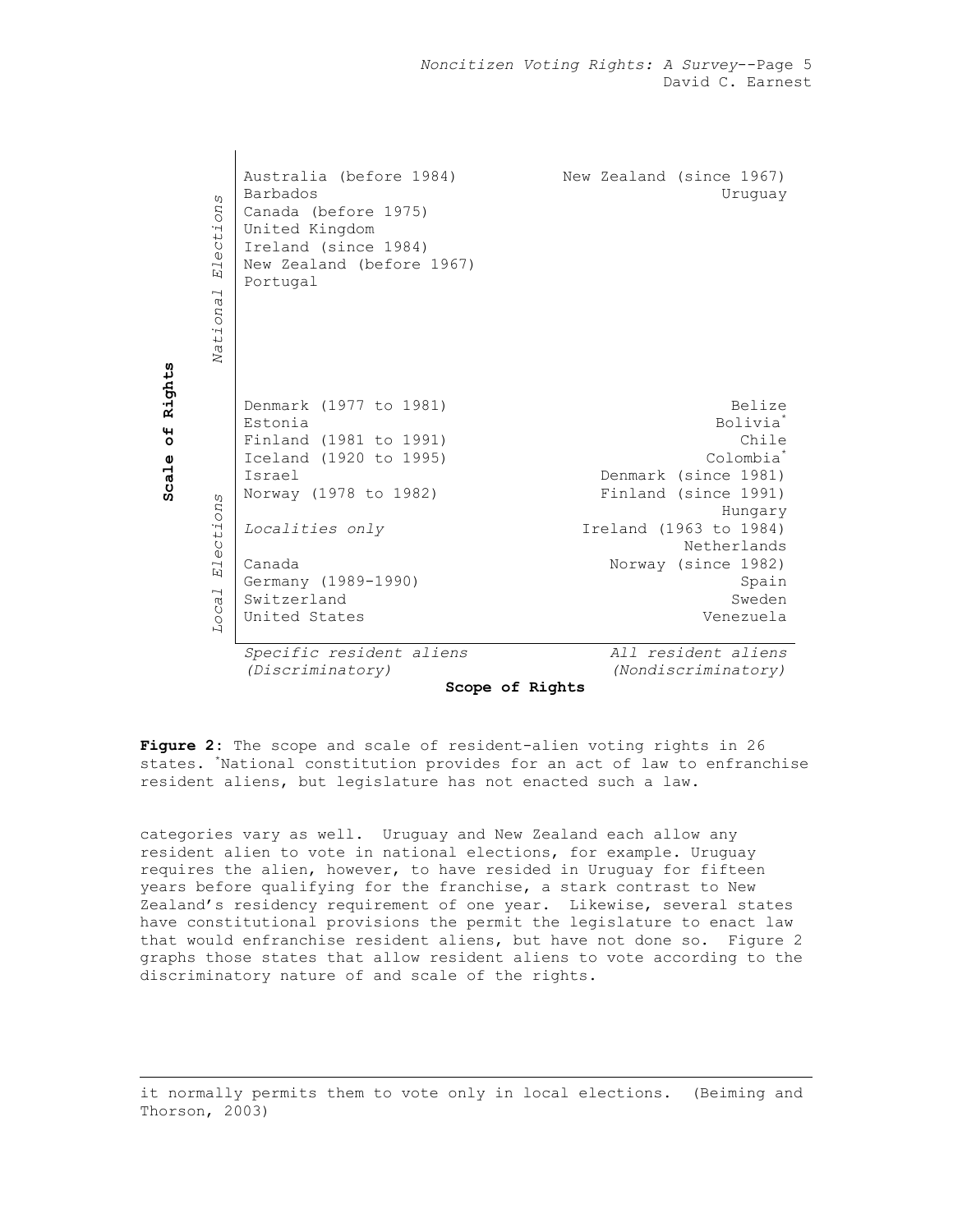| Scale of Rights | Specific resident aliens (Discriminatory) | All resident aliens (Nondiscriminatory) |
|---|---|---|
| *National Elections* | Australia (before 1984)<br>Barbados<br>Canada (before 1975)<br>United Kingdom<br>Ireland (since 1984)<br>New Zealand (before 1967)<br>Portugal | New Zealand (since 1967)<br>Uruguay |
| *Local Elections* | Denmark (1977 to 1981)<br>Estonia<br>Finland (1981 to 1991)<br>Iceland (1920 to 1995)<br>Israel<br>Norway (1978 to 1982)<br><br>*Localities only*<br><br>Canada<br>Germany (1989-1990)<br>Switzerland<br>United States | Belize<br>Bolivia*<br>Chile<br>Colombia*<br>Denmark (since 1981)<br>Finland (since 1991)<br>Hungary<br>Ireland (1963 to 1984)<br>Netherlands<br>Norway (since 1982)<br>Spain<br>Sweden<br>Venezuela |

**Scope of Rights**

**Figure 2:** The scope and scale of resident-alien voting rights in 26 states. *National constitution provides for an act of law to enfranchise resident aliens, but legislature has not enacted such a law.

categories vary as well. Uruguay and New Zealand each allow any resident alien to vote in national elections, for example. Uruguay requires the alien, however, to have resided in Uruguay for fifteen years before qualifying for the franchise, a stark contrast to New Zealand's residency requirement of one year. Likewise, several states have constitutional provisions the permit the legislature to enact law that would enfranchise resident aliens, but have not done so. Figure 2 graphs those states that allow resident aliens to vote according to the discriminatory nature of and scale of the rights.

---

it normally permits them to vote only in local elections. (Beiming and Thorson, 2003)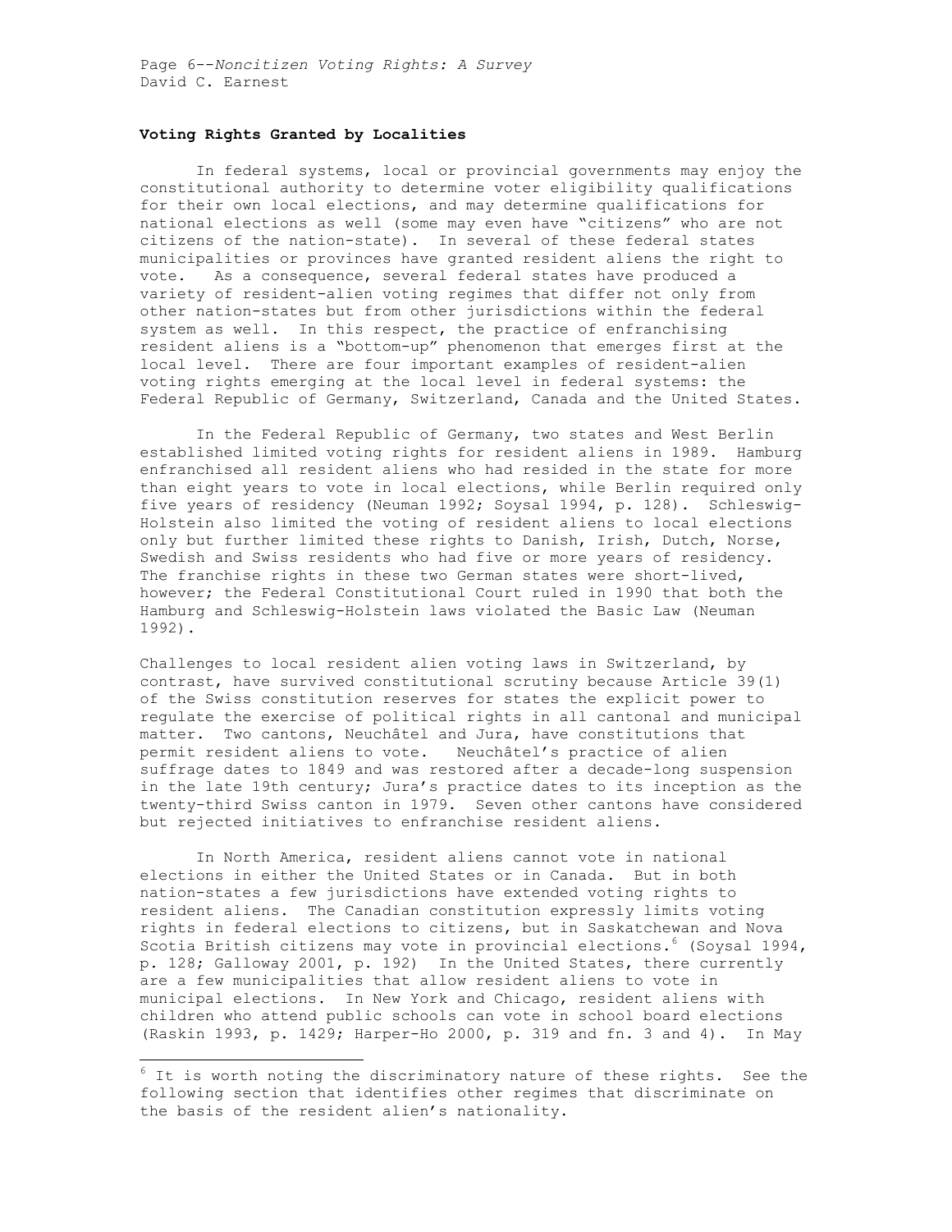### Voting Rights Granted by Localities

In federal systems, local or provincial governments may enjoy the constitutional authority to determine voter eligibility qualifications for their own local elections, and may determine qualifications for national elections as well (some may even have "citizens" who are not citizens of the nation-state). In several of these federal states municipalities or provinces have granted resident aliens the right to vote. As a consequence, several federal states have produced a variety of resident-alien voting regimes that differ not only from other nation-states but from other jurisdictions within the federal system as well. In this respect, the practice of enfranchising resident aliens is a "bottom-up" phenomenon that emerges first at the local level. There are four important examples of resident-alien voting rights emerging at the local level in federal systems: the Federal Republic of Germany, Switzerland, Canada and the United States.

In the Federal Republic of Germany, two states and West Berlin established limited voting rights for resident aliens in 1989. Hamburg enfranchised all resident aliens who had resided in the state for more than eight years to vote in local elections, while Berlin required only five years of residency (Neuman 1992; Soysal 1994, p. 128). Schleswig-Holstein also limited the voting of resident aliens to local elections only but further limited these rights to Danish, Irish, Dutch, Norse, Swedish and Swiss residents who had five or more years of residency. The franchise rights in these two German states were short-lived, however; the Federal Constitutional Court ruled in 1990 that both the Hamburg and Schleswig-Holstein laws violated the Basic Law (Neuman 1992).

Challenges to local resident alien voting laws in Switzerland, by contrast, have survived constitutional scrutiny because Article 39(1) of the Swiss constitution reserves for states the explicit power to regulate the exercise of political rights in all cantonal and municipal matter. Two cantons, Neuchâtel and Jura, have constitutions that permit resident aliens to vote. Neuchâtel's practice of alien suffrage dates to 1849 and was restored after a decade-long suspension in the late 19th century; Jura's practice dates to its inception as the twenty-third Swiss canton in 1979. Seven other cantons have considered but rejected initiatives to enfranchise resident aliens.

In North America, resident aliens cannot vote in national elections in either the United States or in Canada. But in both nation-states a few jurisdictions have extended voting rights to resident aliens. The Canadian constitution expressly limits voting rights in federal elections to citizens, but in Saskatchewan and Nova Scotia British citizens may vote in provincial elections.[6] (Soysal 1994, p. 128; Galloway 2001, p. 192) In the United States, there currently are a few municipalities that allow resident aliens to vote in municipal elections. In New York and Chicago, resident aliens with children who attend public schools can vote in school board elections (Raskin 1993, p. 1429; Harper-Ho 2000, p. 319 and fn. 3 and 4). In May

[6] It is worth noting the discriminatory nature of these rights. See the following section that identifies other regimes that discriminate on the basis of the resident alien's nationality.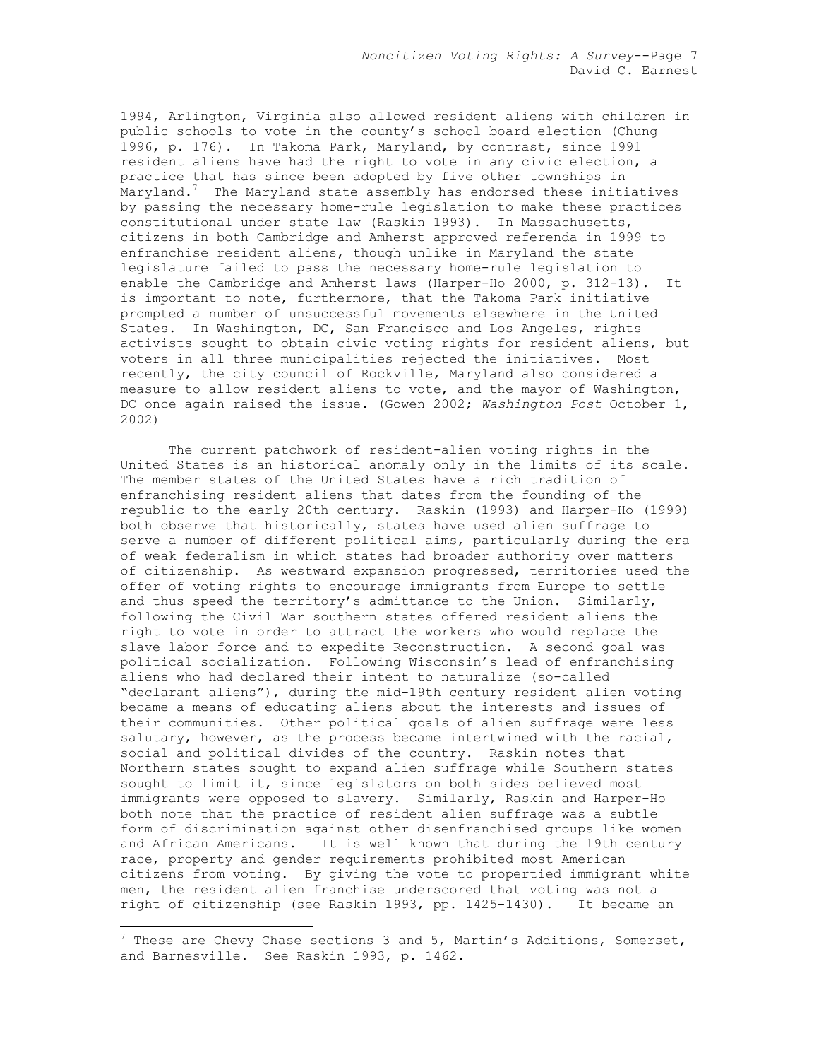1994, Arlington, Virginia also allowed resident aliens with children in public schools to vote in the county's school board election (Chung 1996, p. 176). In Takoma Park, Maryland, by contrast, since 1991 resident aliens have had the right to vote in any civic election, a practice that has since been adopted by five other townships in Maryland.[7] The Maryland state assembly has endorsed these initiatives by passing the necessary home-rule legislation to make these practices constitutional under state law (Raskin 1993). In Massachusetts, citizens in both Cambridge and Amherst approved referenda in 1999 to enfranchise resident aliens, though unlike in Maryland the state legislature failed to pass the necessary home-rule legislation to enable the Cambridge and Amherst laws (Harper-Ho 2000, p. 312-13). It is important to note, furthermore, that the Takoma Park initiative prompted a number of unsuccessful movements elsewhere in the United States. In Washington, DC, San Francisco and Los Angeles, rights activists sought to obtain civic voting rights for resident aliens, but voters in all three municipalities rejected the initiatives. Most recently, the city council of Rockville, Maryland also considered a measure to allow resident aliens to vote, and the mayor of Washington, DC once again raised the issue. (Gowen 2002; *Washington Post* October 1, 2002)

The current patchwork of resident-alien voting rights in the United States is an historical anomaly only in the limits of its scale. The member states of the United States have a rich tradition of enfranchising resident aliens that dates from the founding of the republic to the early 20th century. Raskin (1993) and Harper-Ho (1999) both observe that historically, states have used alien suffrage to serve a number of different political aims, particularly during the era of weak federalism in which states had broader authority over matters of citizenship. As westward expansion progressed, territories used the offer of voting rights to encourage immigrants from Europe to settle and thus speed the territory's admittance to the Union. Similarly, following the Civil War southern states offered resident aliens the right to vote in order to attract the workers who would replace the slave labor force and to expedite Reconstruction. A second goal was political socialization. Following Wisconsin's lead of enfranchising aliens who had declared their intent to naturalize (so-called "declarant aliens"), during the mid-19th century resident alien voting became a means of educating aliens about the interests and issues of their communities. Other political goals of alien suffrage were less salutary, however, as the process became intertwined with the racial, social and political divides of the country. Raskin notes that Northern states sought to expand alien suffrage while Southern states sought to limit it, since legislators on both sides believed most immigrants were opposed to slavery. Similarly, Raskin and Harper-Ho both note that the practice of resident alien suffrage was a subtle form of discrimination against other disenfranchised groups like women and African Americans. It is well known that during the 19th century race, property and gender requirements prohibited most American citizens from voting. By giving the vote to propertied immigrant white men, the resident alien franchise underscored that voting was not a right of citizenship (see Raskin 1993, pp. 1425-1430). It became an

[7] These are Chevy Chase sections 3 and 5, Martin's Additions, Somerset, and Barnesville. See Raskin 1993, p. 1462.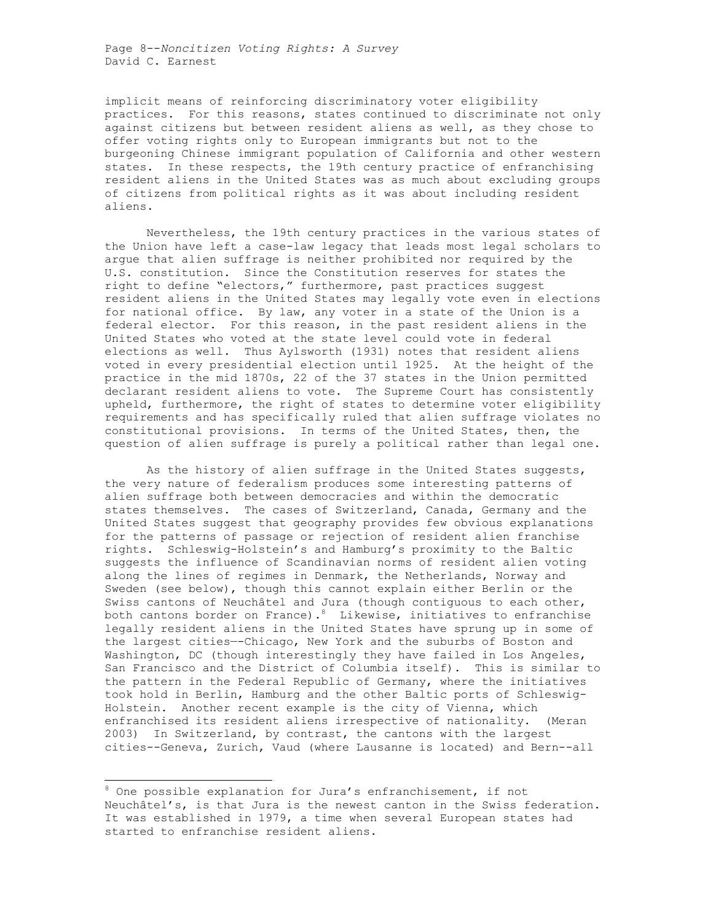implicit means of reinforcing discriminatory voter eligibility practices. For this reasons, states continued to discriminate not only against citizens but between resident aliens as well, as they chose to offer voting rights only to European immigrants but not to the burgeoning Chinese immigrant population of California and other western states. In these respects, the 19th century practice of enfranchising resident aliens in the United States was as much about excluding groups of citizens from political rights as it was about including resident aliens.

Nevertheless, the 19th century practices in the various states of the Union have left a case-law legacy that leads most legal scholars to argue that alien suffrage is neither prohibited nor required by the U.S. constitution. Since the Constitution reserves for states the right to define "electors," furthermore, past practices suggest resident aliens in the United States may legally vote even in elections for national office. By law, any voter in a state of the Union is a federal elector. For this reason, in the past resident aliens in the United States who voted at the state level could vote in federal elections as well. Thus Aylsworth (1931) notes that resident aliens voted in every presidential election until 1925. At the height of the practice in the mid 1870s, 22 of the 37 states in the Union permitted declarant resident aliens to vote. The Supreme Court has consistently upheld, furthermore, the right of states to determine voter eligibility requirements and has specifically ruled that alien suffrage violates no constitutional provisions. In terms of the United States, then, the question of alien suffrage is purely a political rather than legal one.

As the history of alien suffrage in the United States suggests, the very nature of federalism produces some interesting patterns of alien suffrage both between democracies and within the democratic states themselves. The cases of Switzerland, Canada, Germany and the United States suggest that geography provides few obvious explanations for the patterns of passage or rejection of resident alien franchise rights. Schleswig-Holstein's and Hamburg's proximity to the Baltic suggests the influence of Scandinavian norms of resident alien voting along the lines of regimes in Denmark, the Netherlands, Norway and Sweden (see below), though this cannot explain either Berlin or the Swiss cantons of Neuchâtel and Jura (though contiguous to each other, both cantons border on France).[8] Likewise, initiatives to enfranchise legally resident aliens in the United States have sprung up in some of the largest cities—-Chicago, New York and the suburbs of Boston and Washington, DC (though interestingly they have failed in Los Angeles, San Francisco and the District of Columbia itself). This is similar to the pattern in the Federal Republic of Germany, where the initiatives took hold in Berlin, Hamburg and the other Baltic ports of Schleswig-Holstein. Another recent example is the city of Vienna, which enfranchised its resident aliens irrespective of nationality. (Meran 2003) In Switzerland, by contrast, the cantons with the largest cities--Geneva, Zurich, Vaud (where Lausanne is located) and Bern--all

---

[8] One possible explanation for Jura's enfranchisement, if not Neuchâtel's, is that Jura is the newest canton in the Swiss federation. It was established in 1979, a time when several European states had started to enfranchise resident aliens.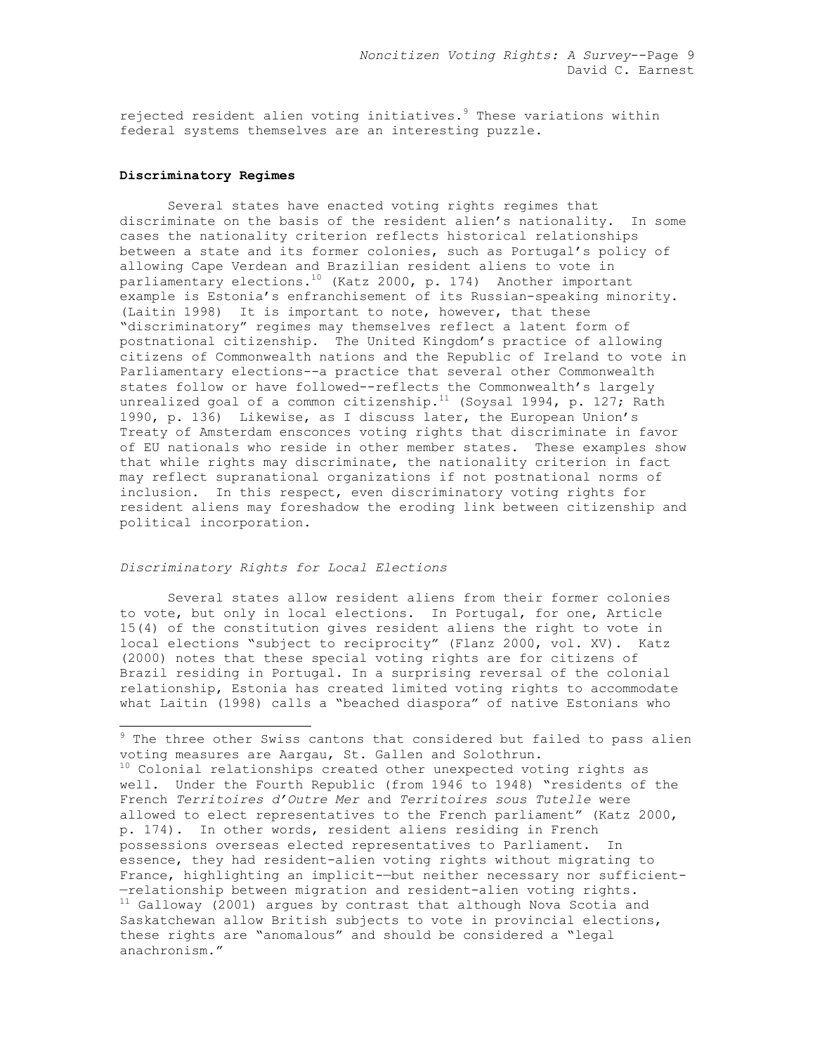rejected resident alien voting initiatives.[9] These variations within federal systems themselves are an interesting puzzle.

**Discriminatory Regimes**

Several states have enacted voting rights regimes that discriminate on the basis of the resident alien's nationality. In some cases the nationality criterion reflects historical relationships between a state and its former colonies, such as Portugal's policy of allowing Cape Verdean and Brazilian resident aliens to vote in parliamentary elections.[10] (Katz 2000, p. 174) Another important example is Estonia's enfranchisement of its Russian-speaking minority. (Laitin 1998) It is important to note, however, that these "discriminatory" regimes may themselves reflect a latent form of postnational citizenship. The United Kingdom's practice of allowing citizens of Commonwealth nations and the Republic of Ireland to vote in Parliamentary elections--a practice that several other Commonwealth states follow or have followed--reflects the Commonwealth's largely unrealized goal of a common citizenship.[11] (Soysal 1994, p. 127; Rath 1990, p. 136) Likewise, as I discuss later, the European Union's Treaty of Amsterdam ensconces voting rights that discriminate in favor of EU nationals who reside in other member states. These examples show that while rights may discriminate, the nationality criterion in fact may reflect supranational organizations if not postnational norms of inclusion. In this respect, even discriminatory voting rights for resident aliens may foreshadow the eroding link between citizenship and political incorporation.

*Discriminatory Rights for Local Elections*

Several states allow resident aliens from their former colonies to vote, but only in local elections. In Portugal, for one, Article 15(4) of the constitution gives resident aliens the right to vote in local elections "subject to reciprocity" (Flanz 2000, vol. XV). Katz (2000) notes that these special voting rights are for citizens of Brazil residing in Portugal. In a surprising reversal of the colonial relationship, Estonia has created limited voting rights to accommodate what Laitin (1998) calls a "beached diaspora" of native Estonians who

---

[9] The three other Swiss cantons that considered but failed to pass alien voting measures are Aargau, St. Gallen and Solothrun.

[10] Colonial relationships created other unexpected voting rights as well. Under the Fourth Republic (from 1946 to 1948) "residents of the French *Territoires d'Outre Mer* and *Territoires sous Tutelle* were allowed to elect representatives to the French parliament" (Katz 2000, p. 174). In other words, resident aliens residing in French possessions overseas elected representatives to Parliament. In essence, they had resident-alien voting rights without migrating to France, highlighting an implicit-—but neither necessary nor sufficient-—relationship between migration and resident-alien voting rights.

[11] Galloway (2001) argues by contrast that although Nova Scotia and Saskatchewan allow British subjects to vote in provincial elections, these rights are "anomalous" and should be considered a "legal anachronism."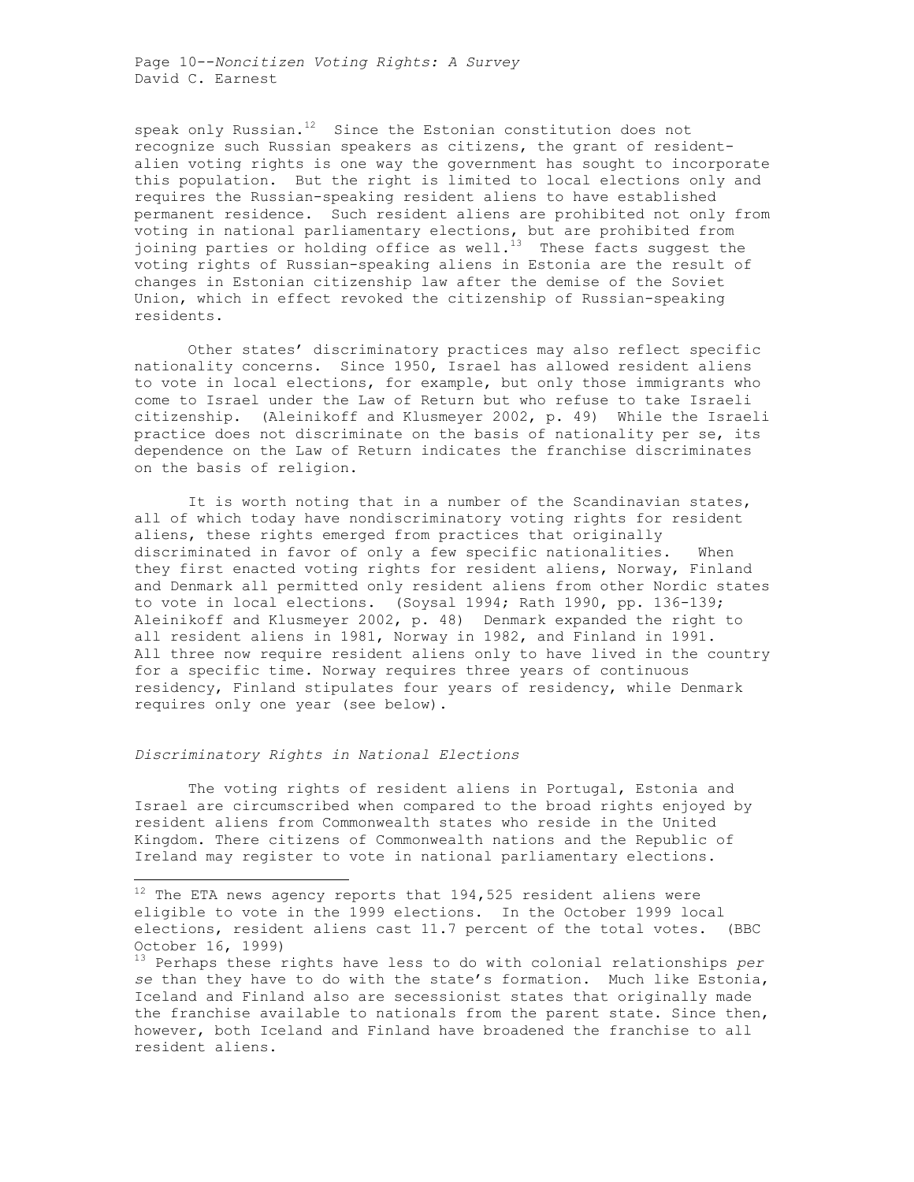speak only Russian.[12] Since the Estonian constitution does not recognize such Russian speakers as citizens, the grant of resident-alien voting rights is one way the government has sought to incorporate this population. But the right is limited to local elections only and requires the Russian-speaking resident aliens to have established permanent residence. Such resident aliens are prohibited not only from voting in national parliamentary elections, but are prohibited from joining parties or holding office as well.[13] These facts suggest the voting rights of Russian-speaking aliens in Estonia are the result of changes in Estonian citizenship law after the demise of the Soviet Union, which in effect revoked the citizenship of Russian-speaking residents.

Other states' discriminatory practices may also reflect specific nationality concerns. Since 1950, Israel has allowed resident aliens to vote in local elections, for example, but only those immigrants who come to Israel under the Law of Return but who refuse to take Israeli citizenship. (Aleinikoff and Klusmeyer 2002, p. 49) While the Israeli practice does not discriminate on the basis of nationality per se, its dependence on the Law of Return indicates the franchise discriminates on the basis of religion.

It is worth noting that in a number of the Scandinavian states, all of which today have nondiscriminatory voting rights for resident aliens, these rights emerged from practices that originally discriminated in favor of only a few specific nationalities. When they first enacted voting rights for resident aliens, Norway, Finland and Denmark all permitted only resident aliens from other Nordic states to vote in local elections. (Soysal 1994; Rath 1990, pp. 136-139; Aleinikoff and Klusmeyer 2002, p. 48) Denmark expanded the right to all resident aliens in 1981, Norway in 1982, and Finland in 1991. All three now require resident aliens only to have lived in the country for a specific time. Norway requires three years of continuous residency, Finland stipulates four years of residency, while Denmark requires only one year (see below).

*Discriminatory Rights in National Elections*

The voting rights of resident aliens in Portugal, Estonia and Israel are circumscribed when compared to the broad rights enjoyed by resident aliens from Commonwealth states who reside in the United Kingdom. There citizens of Commonwealth nations and the Republic of Ireland may register to vote in national parliamentary elections.

---

[12] The ETA news agency reports that 194,525 resident aliens were eligible to vote in the 1999 elections. In the October 1999 local elections, resident aliens cast 11.7 percent of the total votes. (BBC October 16, 1999)

[13] Perhaps these rights have less to do with colonial relationships *per se* than they have to do with the state's formation. Much like Estonia, Iceland and Finland also are secessionist states that originally made the franchise available to nationals from the parent state. Since then, however, both Iceland and Finland have broadened the franchise to all resident aliens.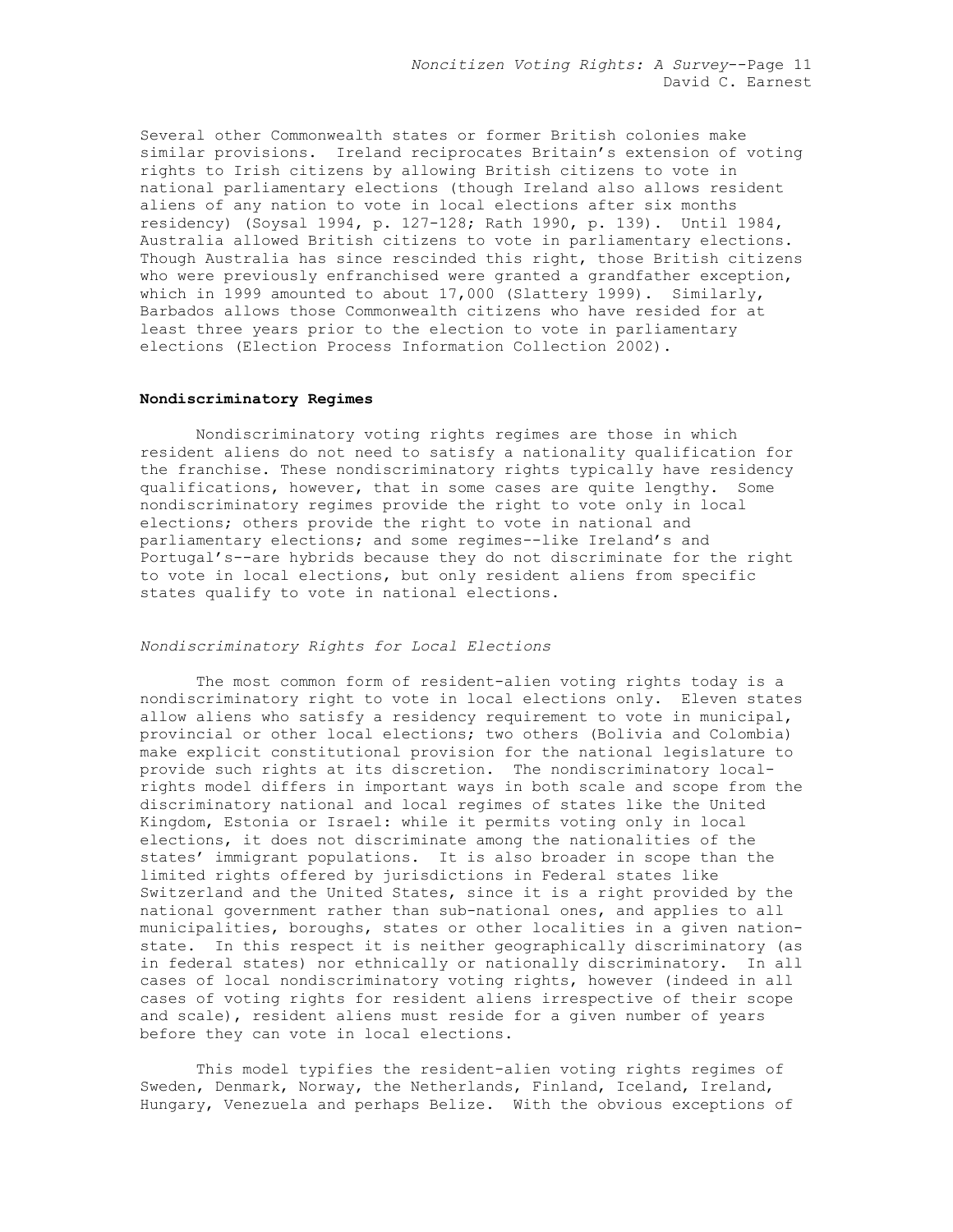Several other Commonwealth states or former British colonies make similar provisions. Ireland reciprocates Britain's extension of voting rights to Irish citizens by allowing British citizens to vote in national parliamentary elections (though Ireland also allows resident aliens of any nation to vote in local elections after six months residency) (Soysal 1994, p. 127-128; Rath 1990, p. 139). Until 1984, Australia allowed British citizens to vote in parliamentary elections. Though Australia has since rescinded this right, those British citizens who were previously enfranchised were granted a grandfather exception, which in 1999 amounted to about 17,000 (Slattery 1999). Similarly, Barbados allows those Commonwealth citizens who have resided for at least three years prior to the election to vote in parliamentary elections (Election Process Information Collection 2002).

**Nondiscriminatory Regimes**

Nondiscriminatory voting rights regimes are those in which resident aliens do not need to satisfy a nationality qualification for the franchise. These nondiscriminatory rights typically have residency qualifications, however, that in some cases are quite lengthy. Some nondiscriminatory regimes provide the right to vote only in local elections; others provide the right to vote in national and parliamentary elections; and some regimes--like Ireland's and Portugal's--are hybrids because they do not discriminate for the right to vote in local elections, but only resident aliens from specific states qualify to vote in national elections.

*Nondiscriminatory Rights for Local Elections*

The most common form of resident-alien voting rights today is a nondiscriminatory right to vote in local elections only. Eleven states allow aliens who satisfy a residency requirement to vote in municipal, provincial or other local elections; two others (Bolivia and Colombia) make explicit constitutional provision for the national legislature to provide such rights at its discretion. The nondiscriminatory local-rights model differs in important ways in both scale and scope from the discriminatory national and local regimes of states like the United Kingdom, Estonia or Israel: while it permits voting only in local elections, it does not discriminate among the nationalities of the states' immigrant populations. It is also broader in scope than the limited rights offered by jurisdictions in Federal states like Switzerland and the United States, since it is a right provided by the national government rather than sub-national ones, and applies to all municipalities, boroughs, states or other localities in a given nation-state. In this respect it is neither geographically discriminatory (as in federal states) nor ethnically or nationally discriminatory. In all cases of local nondiscriminatory voting rights, however (indeed in all cases of voting rights for resident aliens irrespective of their scope and scale), resident aliens must reside for a given number of years before they can vote in local elections.

This model typifies the resident-alien voting rights regimes of Sweden, Denmark, Norway, the Netherlands, Finland, Iceland, Ireland, Hungary, Venezuela and perhaps Belize. With the obvious exceptions of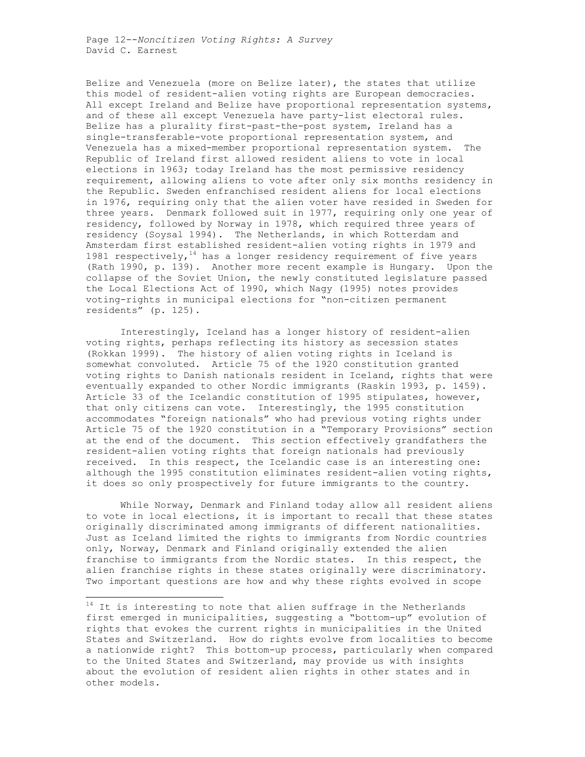Belize and Venezuela (more on Belize later), the states that utilize this model of resident-alien voting rights are European democracies. All except Ireland and Belize have proportional representation systems, and of these all except Venezuela have party-list electoral rules. Belize has a plurality first-past-the-post system, Ireland has a single-transferable-vote proportional representation system, and Venezuela has a mixed-member proportional representation system. The Republic of Ireland first allowed resident aliens to vote in local elections in 1963; today Ireland has the most permissive residency requirement, allowing aliens to vote after only six months residency in the Republic. Sweden enfranchised resident aliens for local elections in 1976, requiring only that the alien voter have resided in Sweden for three years. Denmark followed suit in 1977, requiring only one year of residency, followed by Norway in 1978, which required three years of residency (Soysal 1994). The Netherlands, in which Rotterdam and Amsterdam first established resident-alien voting rights in 1979 and 1981 respectively,[14] has a longer residency requirement of five years (Rath 1990, p. 139). Another more recent example is Hungary. Upon the collapse of the Soviet Union, the newly constituted legislature passed the Local Elections Act of 1990, which Nagy (1995) notes provides voting-rights in municipal elections for "non-citizen permanent residents" (p. 125).

Interestingly, Iceland has a longer history of resident-alien voting rights, perhaps reflecting its history as secession states (Rokkan 1999). The history of alien voting rights in Iceland is somewhat convoluted. Article 75 of the 1920 constitution granted voting rights to Danish nationals resident in Iceland, rights that were eventually expanded to other Nordic immigrants (Raskin 1993, p. 1459). Article 33 of the Icelandic constitution of 1995 stipulates, however, that only citizens can vote. Interestingly, the 1995 constitution accommodates "foreign nationals" who had previous voting rights under Article 75 of the 1920 constitution in a "Temporary Provisions" section at the end of the document. This section effectively grandfathers the resident-alien voting rights that foreign nationals had previously received. In this respect, the Icelandic case is an interesting one: although the 1995 constitution eliminates resident-alien voting rights, it does so only prospectively for future immigrants to the country.

While Norway, Denmark and Finland today allow all resident aliens to vote in local elections, it is important to recall that these states originally discriminated among immigrants of different nationalities. Just as Iceland limited the rights to immigrants from Nordic countries only, Norway, Denmark and Finland originally extended the alien franchise to immigrants from the Nordic states. In this respect, the alien franchise rights in these states originally were discriminatory. Two important questions are how and why these rights evolved in scope

[14] It is interesting to note that alien suffrage in the Netherlands first emerged in municipalities, suggesting a "bottom-up" evolution of rights that evokes the current rights in municipalities in the United States and Switzerland. How do rights evolve from localities to become a nationwide right? This bottom-up process, particularly when compared to the United States and Switzerland, may provide us with insights about the evolution of resident alien rights in other states and in other models.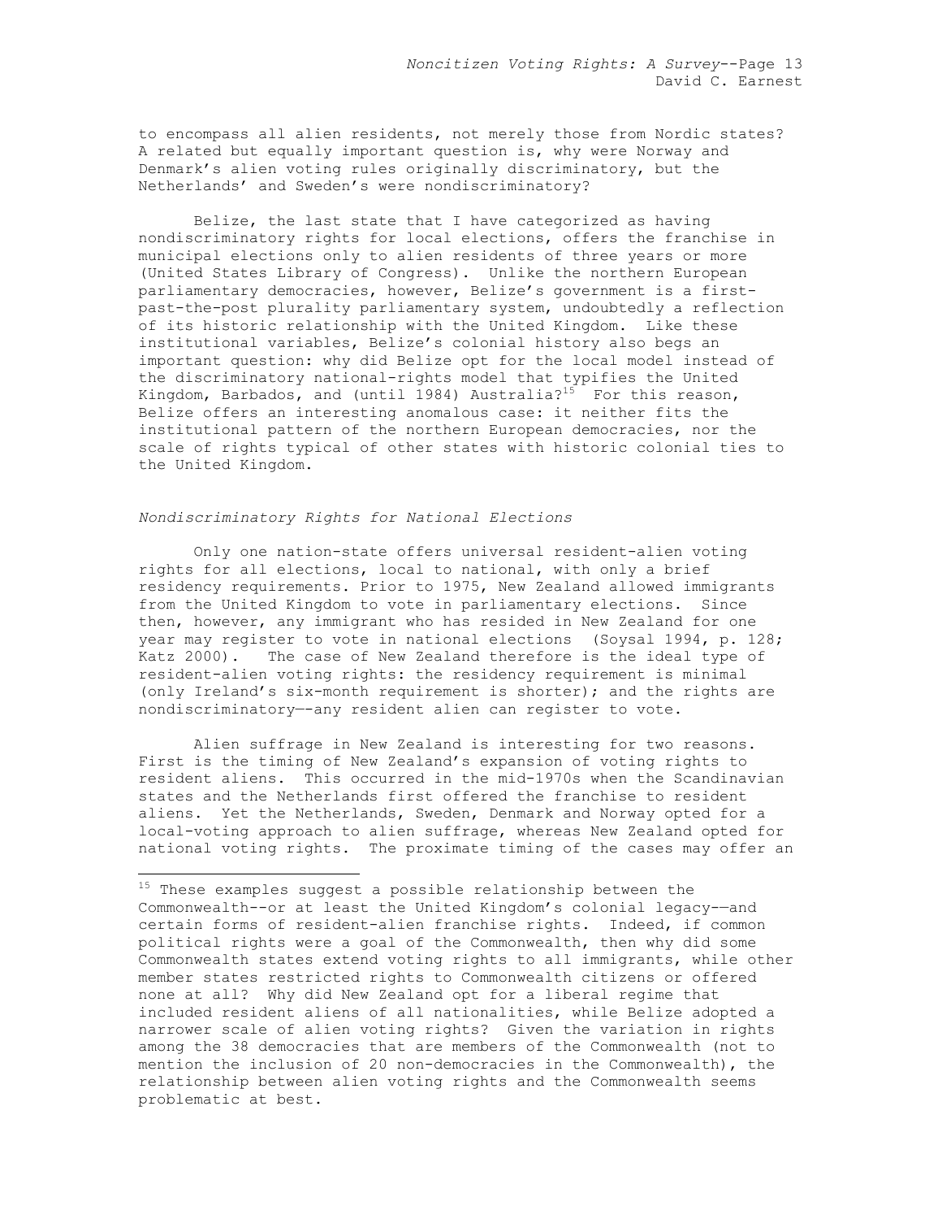to encompass all alien residents, not merely those from Nordic states? A related but equally important question is, why were Norway and Denmark's alien voting rules originally discriminatory, but the Netherlands' and Sweden's were nondiscriminatory?

Belize, the last state that I have categorized as having nondiscriminatory rights for local elections, offers the franchise in municipal elections only to alien residents of three years or more (United States Library of Congress). Unlike the northern European parliamentary democracies, however, Belize's government is a first-past-the-post plurality parliamentary system, undoubtedly a reflection of its historic relationship with the United Kingdom. Like these institutional variables, Belize's colonial history also begs an important question: why did Belize opt for the local model instead of the discriminatory national-rights model that typifies the United Kingdom, Barbados, and (until 1984) Australia?[15] For this reason, Belize offers an interesting anomalous case: it neither fits the institutional pattern of the northern European democracies, nor the scale of rights typical of other states with historic colonial ties to the United Kingdom.

### *Nondiscriminatory Rights for National Elections*

Only one nation-state offers universal resident-alien voting rights for all elections, local to national, with only a brief residency requirements. Prior to 1975, New Zealand allowed immigrants from the United Kingdom to vote in parliamentary elections. Since then, however, any immigrant who has resided in New Zealand for one year may register to vote in national elections (Soysal 1994, p. 128; Katz 2000). The case of New Zealand therefore is the ideal type of resident-alien voting rights: the residency requirement is minimal (only Ireland's six-month requirement is shorter); and the rights are nondiscriminatory—-any resident alien can register to vote.

Alien suffrage in New Zealand is interesting for two reasons. First is the timing of New Zealand's expansion of voting rights to resident aliens. This occurred in the mid-1970s when the Scandinavian states and the Netherlands first offered the franchise to resident aliens. Yet the Netherlands, Sweden, Denmark and Norway opted for a local-voting approach to alien suffrage, whereas New Zealand opted for national voting rights. The proximate timing of the cases may offer an

---

[15] These examples suggest a possible relationship between the Commonwealth--or at least the United Kingdom's colonial legacy-—and certain forms of resident-alien franchise rights. Indeed, if common political rights were a goal of the Commonwealth, then why did some Commonwealth states extend voting rights to all immigrants, while other member states restricted rights to Commonwealth citizens or offered none at all? Why did New Zealand opt for a liberal regime that included resident aliens of all nationalities, while Belize adopted a narrower scale of alien voting rights? Given the variation in rights among the 38 democracies that are members of the Commonwealth (not to mention the inclusion of 20 non-democracies in the Commonwealth), the relationship between alien voting rights and the Commonwealth seems problematic at best.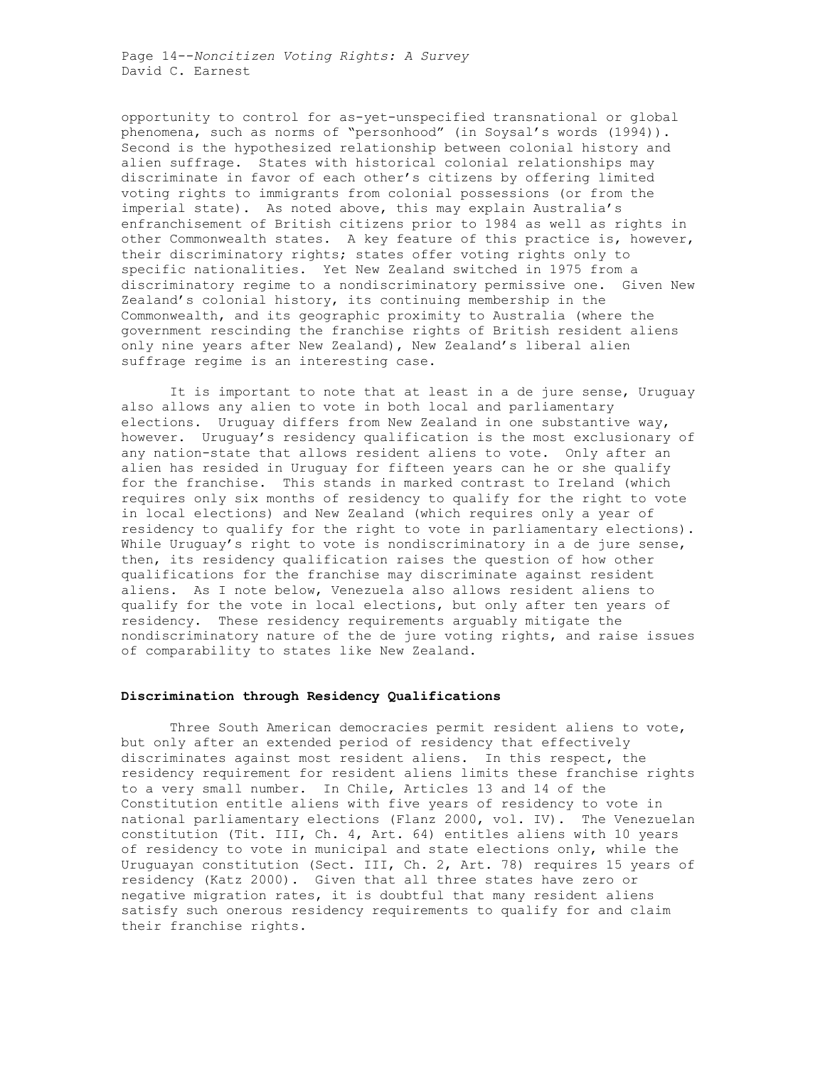opportunity to control for as-yet-unspecified transnational or global phenomena, such as norms of "personhood" (in Soysal's words (1994)). Second is the hypothesized relationship between colonial history and alien suffrage. States with historical colonial relationships may discriminate in favor of each other's citizens by offering limited voting rights to immigrants from colonial possessions (or from the imperial state). As noted above, this may explain Australia's enfranchisement of British citizens prior to 1984 as well as rights in other Commonwealth states. A key feature of this practice is, however, their discriminatory rights; states offer voting rights only to specific nationalities. Yet New Zealand switched in 1975 from a discriminatory regime to a nondiscriminatory permissive one. Given New Zealand's colonial history, its continuing membership in the Commonwealth, and its geographic proximity to Australia (where the government rescinding the franchise rights of British resident aliens only nine years after New Zealand), New Zealand's liberal alien suffrage regime is an interesting case.

It is important to note that at least in a de jure sense, Uruguay also allows any alien to vote in both local and parliamentary elections. Uruguay differs from New Zealand in one substantive way, however. Uruguay's residency qualification is the most exclusionary of any nation-state that allows resident aliens to vote. Only after an alien has resided in Uruguay for fifteen years can he or she qualify for the franchise. This stands in marked contrast to Ireland (which requires only six months of residency to qualify for the right to vote in local elections) and New Zealand (which requires only a year of residency to qualify for the right to vote in parliamentary elections). While Uruguay's right to vote is nondiscriminatory in a de jure sense, then, its residency qualification raises the question of how other qualifications for the franchise may discriminate against resident aliens. As I note below, Venezuela also allows resident aliens to qualify for the vote in local elections, but only after ten years of residency. These residency requirements arguably mitigate the nondiscriminatory nature of the de jure voting rights, and raise issues of comparability to states like New Zealand.

### Discrimination through Residency Qualifications

Three South American democracies permit resident aliens to vote, but only after an extended period of residency that effectively discriminates against most resident aliens. In this respect, the residency requirement for resident aliens limits these franchise rights to a very small number. In Chile, Articles 13 and 14 of the Constitution entitle aliens with five years of residency to vote in national parliamentary elections (Flanz 2000, vol. IV). The Venezuelan constitution (Tit. III, Ch. 4, Art. 64) entitles aliens with 10 years of residency to vote in municipal and state elections only, while the Uruguayan constitution (Sect. III, Ch. 2, Art. 78) requires 15 years of residency (Katz 2000). Given that all three states have zero or negative migration rates, it is doubtful that many resident aliens satisfy such onerous residency requirements to qualify for and claim their franchise rights.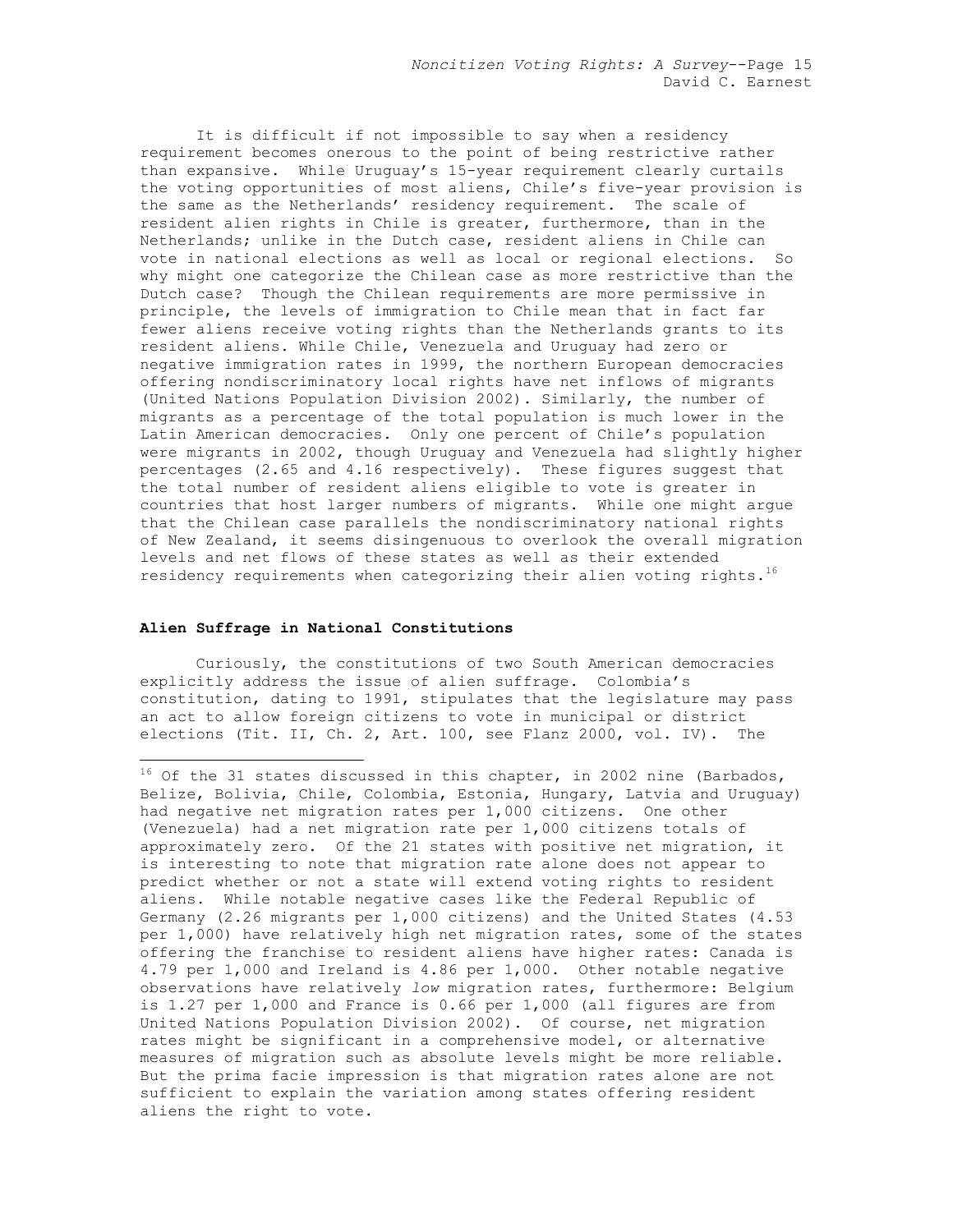It is difficult if not impossible to say when a residency requirement becomes onerous to the point of being restrictive rather than expansive. While Uruguay's 15-year requirement clearly curtails the voting opportunities of most aliens, Chile's five-year provision is the same as the Netherlands' residency requirement. The scale of resident alien rights in Chile is greater, furthermore, than in the Netherlands; unlike in the Dutch case, resident aliens in Chile can vote in national elections as well as local or regional elections. So why might one categorize the Chilean case as more restrictive than the Dutch case? Though the Chilean requirements are more permissive in principle, the levels of immigration to Chile mean that in fact far fewer aliens receive voting rights than the Netherlands grants to its resident aliens. While Chile, Venezuela and Uruguay had zero or negative immigration rates in 1999, the northern European democracies offering nondiscriminatory local rights have net inflows of migrants (United Nations Population Division 2002). Similarly, the number of migrants as a percentage of the total population is much lower in the Latin American democracies. Only one percent of Chile's population were migrants in 2002, though Uruguay and Venezuela had slightly higher percentages (2.65 and 4.16 respectively). These figures suggest that the total number of resident aliens eligible to vote is greater in countries that host larger numbers of migrants. While one might argue that the Chilean case parallels the nondiscriminatory national rights of New Zealand, it seems disingenuous to overlook the overall migration levels and net flows of these states as well as their extended residency requirements when categorizing their alien voting rights.[16]

### Alien Suffrage in National Constitutions

Curiously, the constitutions of two South American democracies explicitly address the issue of alien suffrage. Colombia's constitution, dating to 1991, stipulates that the legislature may pass an act to allow foreign citizens to vote in municipal or district elections (Tit. II, Ch. 2, Art. 100, see Flanz 2000, vol. IV). The

---

[16] Of the 31 states discussed in this chapter, in 2002 nine (Barbados, Belize, Bolivia, Chile, Colombia, Estonia, Hungary, Latvia and Uruguay) had negative net migration rates per 1,000 citizens. One other (Venezuela) had a net migration rate per 1,000 citizens totals of approximately zero. Of the 21 states with positive net migration, it is interesting to note that migration rate alone does not appear to predict whether or not a state will extend voting rights to resident aliens. While notable negative cases like the Federal Republic of Germany (2.26 migrants per 1,000 citizens) and the United States (4.53 per 1,000) have relatively high net migration rates, some of the states offering the franchise to resident aliens have higher rates: Canada is 4.79 per 1,000 and Ireland is 4.86 per 1,000. Other notable negative observations have relatively *low* migration rates, furthermore: Belgium is 1.27 per 1,000 and France is 0.66 per 1,000 (all figures are from United Nations Population Division 2002). Of course, net migration rates might be significant in a comprehensive model, or alternative measures of migration such as absolute levels might be more reliable. But the prima facie impression is that migration rates alone are not sufficient to explain the variation among states offering resident aliens the right to vote.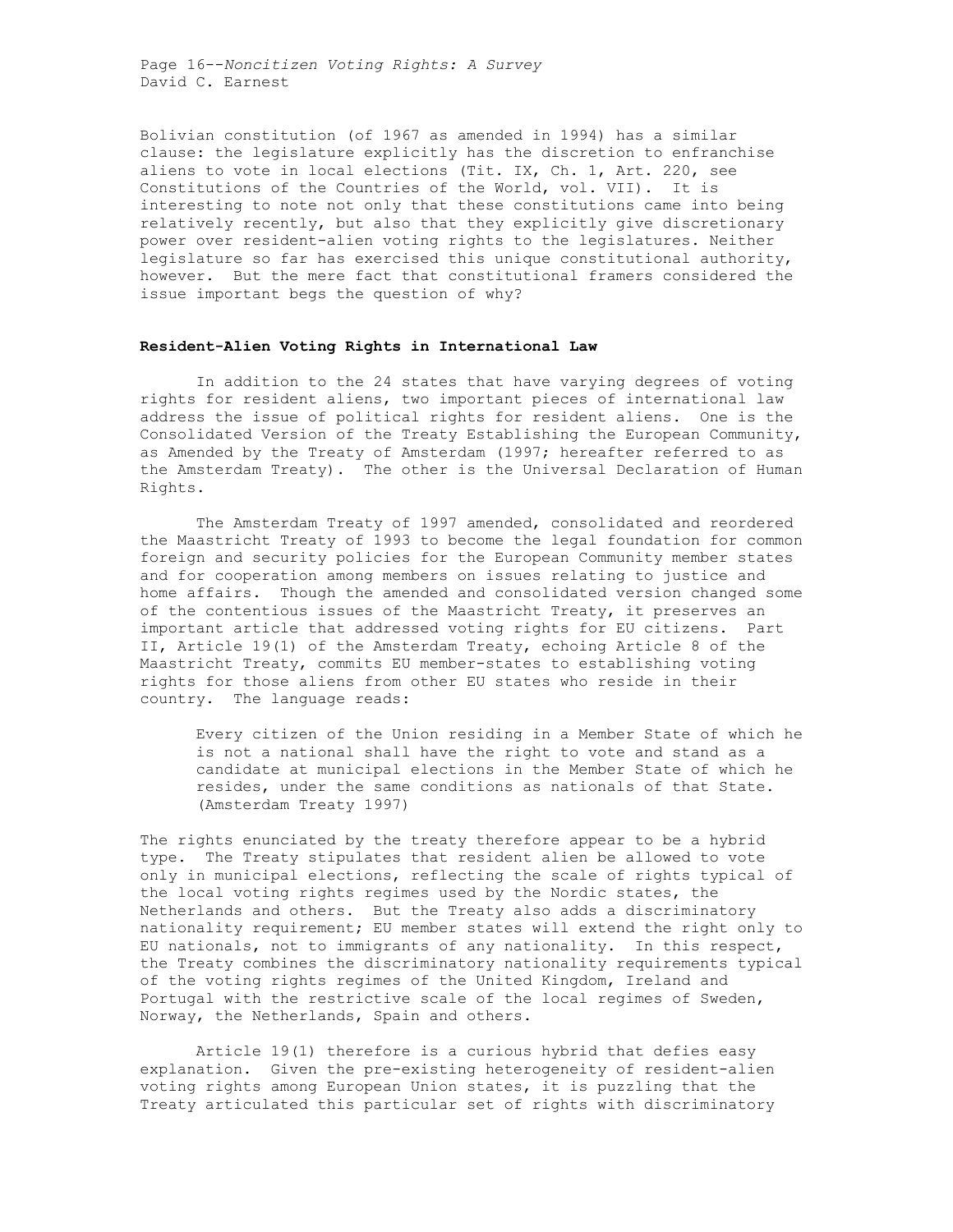Bolivian constitution (of 1967 as amended in 1994) has a similar clause: the legislature explicitly has the discretion to enfranchise aliens to vote in local elections (Tit. IX, Ch. 1, Art. 220, see Constitutions of the Countries of the World, vol. VII). It is interesting to note not only that these constitutions came into being relatively recently, but also that they explicitly give discretionary power over resident-alien voting rights to the legislatures. Neither legislature so far has exercised this unique constitutional authority, however. But the mere fact that constitutional framers considered the issue important begs the question of why?

### Resident-Alien Voting Rights in International Law

In addition to the 24 states that have varying degrees of voting rights for resident aliens, two important pieces of international law address the issue of political rights for resident aliens. One is the Consolidated Version of the Treaty Establishing the European Community, as Amended by the Treaty of Amsterdam (1997; hereafter referred to as the Amsterdam Treaty). The other is the Universal Declaration of Human Rights.

The Amsterdam Treaty of 1997 amended, consolidated and reordered the Maastricht Treaty of 1993 to become the legal foundation for common foreign and security policies for the European Community member states and for cooperation among members on issues relating to justice and home affairs. Though the amended and consolidated version changed some of the contentious issues of the Maastricht Treaty, it preserves an important article that addressed voting rights for EU citizens. Part II, Article 19(1) of the Amsterdam Treaty, echoing Article 8 of the Maastricht Treaty, commits EU member-states to establishing voting rights for those aliens from other EU states who reside in their country. The language reads:

> Every citizen of the Union residing in a Member State of which he is not a national shall have the right to vote and stand as a candidate at municipal elections in the Member State of which he resides, under the same conditions as nationals of that State. (Amsterdam Treaty 1997)

The rights enunciated by the treaty therefore appear to be a hybrid type. The Treaty stipulates that resident alien be allowed to vote only in municipal elections, reflecting the scale of rights typical of the local voting rights regimes used by the Nordic states, the Netherlands and others. But the Treaty also adds a discriminatory nationality requirement; EU member states will extend the right only to EU nationals, not to immigrants of any nationality. In this respect, the Treaty combines the discriminatory nationality requirements typical of the voting rights regimes of the United Kingdom, Ireland and Portugal with the restrictive scale of the local regimes of Sweden, Norway, the Netherlands, Spain and others.

Article 19(1) therefore is a curious hybrid that defies easy explanation. Given the pre-existing heterogeneity of resident-alien voting rights among European Union states, it is puzzling that the Treaty articulated this particular set of rights with discriminatory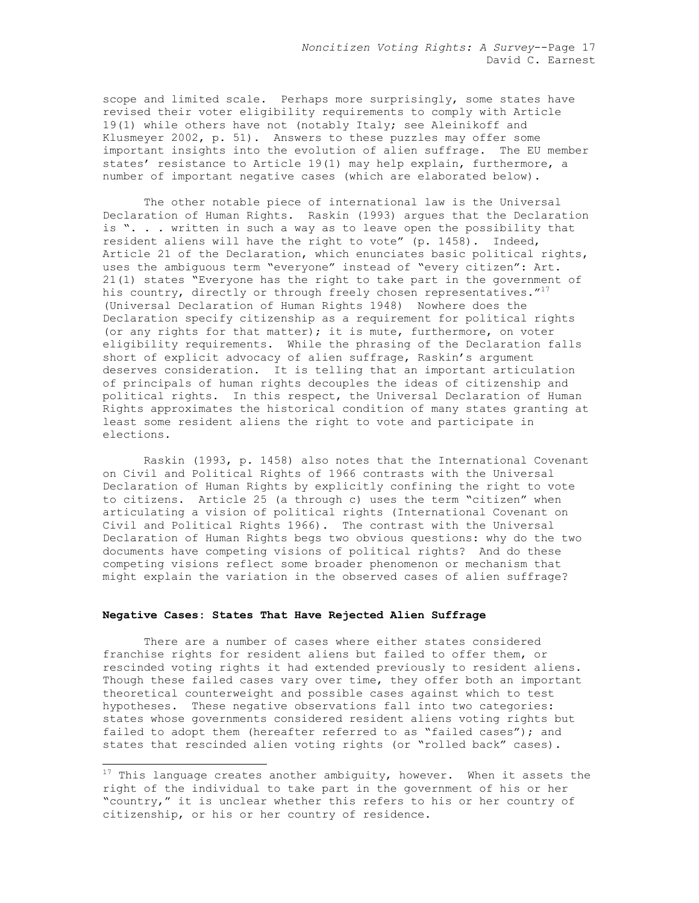scope and limited scale. Perhaps more surprisingly, some states have revised their voter eligibility requirements to comply with Article 19(1) while others have not (notably Italy; see Aleinikoff and Klusmeyer 2002, p. 51). Answers to these puzzles may offer some important insights into the evolution of alien suffrage. The EU member states' resistance to Article 19(1) may help explain, furthermore, a number of important negative cases (which are elaborated below).

The other notable piece of international law is the Universal Declaration of Human Rights. Raskin (1993) argues that the Declaration is ". . . written in such a way as to leave open the possibility that resident aliens will have the right to vote" (p. 1458). Indeed, Article 21 of the Declaration, which enunciates basic political rights, uses the ambiguous term "everyone" instead of "every citizen": Art. 21(1) states "Everyone has the right to take part in the government of his country, directly or through freely chosen representatives."[17] (Universal Declaration of Human Rights 1948) Nowhere does the Declaration specify citizenship as a requirement for political rights (or any rights for that matter); it is mute, furthermore, on voter eligibility requirements. While the phrasing of the Declaration falls short of explicit advocacy of alien suffrage, Raskin's argument deserves consideration. It is telling that an important articulation of principals of human rights decouples the ideas of citizenship and political rights. In this respect, the Universal Declaration of Human Rights approximates the historical condition of many states granting at least some resident aliens the right to vote and participate in elections.

Raskin (1993, p. 1458) also notes that the International Covenant on Civil and Political Rights of 1966 contrasts with the Universal Declaration of Human Rights by explicitly confining the right to vote to citizens. Article 25 (a through c) uses the term "citizen" when articulating a vision of political rights (International Covenant on Civil and Political Rights 1966). The contrast with the Universal Declaration of Human Rights begs two obvious questions: why do the two documents have competing visions of political rights? And do these competing visions reflect some broader phenomenon or mechanism that might explain the variation in the observed cases of alien suffrage?

### Negative Cases: States That Have Rejected Alien Suffrage

There are a number of cases where either states considered franchise rights for resident aliens but failed to offer them, or rescinded voting rights it had extended previously to resident aliens. Though these failed cases vary over time, they offer both an important theoretical counterweight and possible cases against which to test hypotheses. These negative observations fall into two categories: states whose governments considered resident aliens voting rights but failed to adopt them (hereafter referred to as "failed cases"); and states that rescinded alien voting rights (or "rolled back" cases).

---

[17] This language creates another ambiguity, however. When it assets the right of the individual to take part in the government of his or her "country," it is unclear whether this refers to his or her country of citizenship, or his or her country of residence.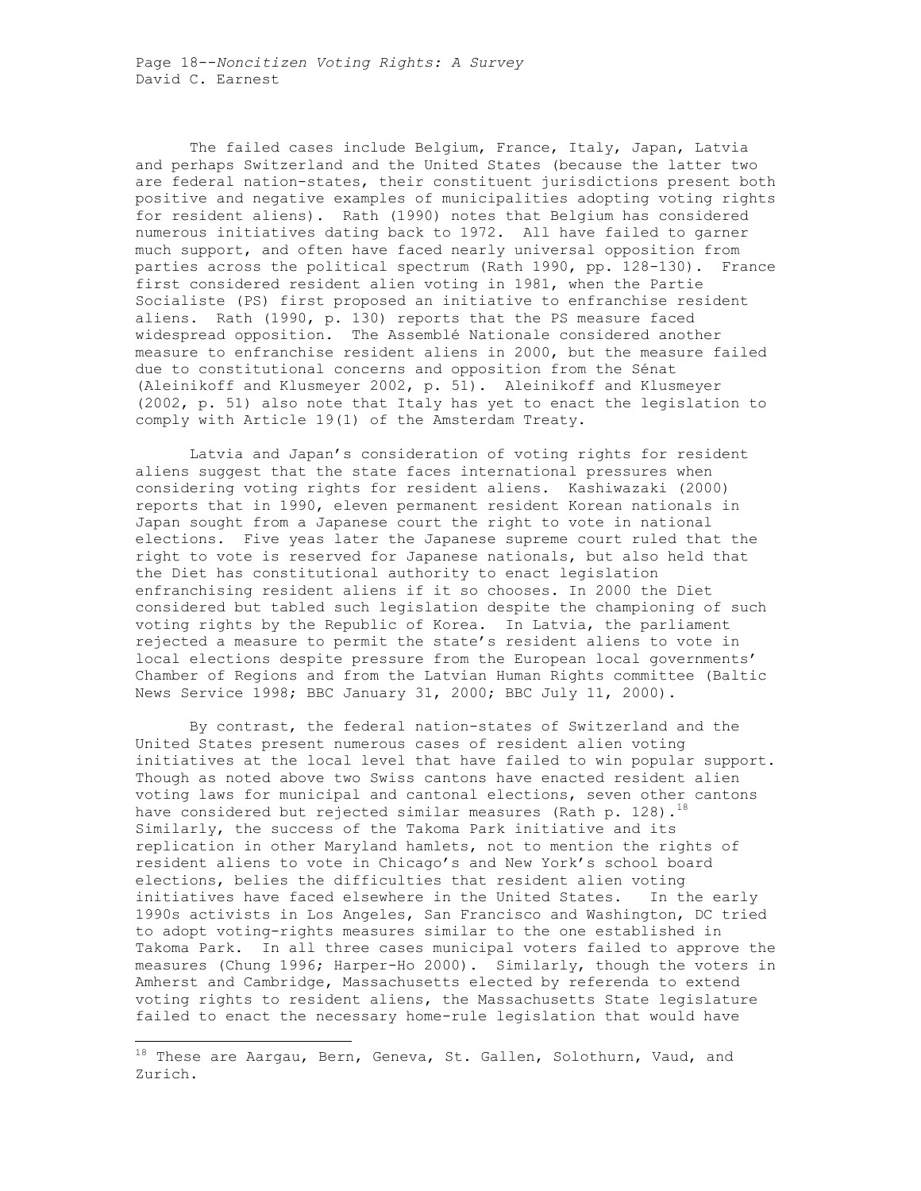The failed cases include Belgium, France, Italy, Japan, Latvia and perhaps Switzerland and the United States (because the latter two are federal nation-states, their constituent jurisdictions present both positive and negative examples of municipalities adopting voting rights for resident aliens). Rath (1990) notes that Belgium has considered numerous initiatives dating back to 1972. All have failed to garner much support, and often have faced nearly universal opposition from parties across the political spectrum (Rath 1990, pp. 128-130). France first considered resident alien voting in 1981, when the Partie Socialiste (PS) first proposed an initiative to enfranchise resident aliens. Rath (1990, p. 130) reports that the PS measure faced widespread opposition. The Assemblé Nationale considered another measure to enfranchise resident aliens in 2000, but the measure failed due to constitutional concerns and opposition from the Sénat (Aleinikoff and Klusmeyer 2002, p. 51). Aleinikoff and Klusmeyer (2002, p. 51) also note that Italy has yet to enact the legislation to comply with Article 19(1) of the Amsterdam Treaty.

Latvia and Japan's consideration of voting rights for resident aliens suggest that the state faces international pressures when considering voting rights for resident aliens. Kashiwazaki (2000) reports that in 1990, eleven permanent resident Korean nationals in Japan sought from a Japanese court the right to vote in national elections. Five yeas later the Japanese supreme court ruled that the right to vote is reserved for Japanese nationals, but also held that the Diet has constitutional authority to enact legislation enfranchising resident aliens if it so chooses. In 2000 the Diet considered but tabled such legislation despite the championing of such voting rights by the Republic of Korea. In Latvia, the parliament rejected a measure to permit the state's resident aliens to vote in local elections despite pressure from the European local governments' Chamber of Regions and from the Latvian Human Rights committee (Baltic News Service 1998; BBC January 31, 2000; BBC July 11, 2000).

By contrast, the federal nation-states of Switzerland and the United States present numerous cases of resident alien voting initiatives at the local level that have failed to win popular support. Though as noted above two Swiss cantons have enacted resident alien voting laws for municipal and cantonal elections, seven other cantons have considered but rejected similar measures (Rath p. 128).[18] Similarly, the success of the Takoma Park initiative and its replication in other Maryland hamlets, not to mention the rights of resident aliens to vote in Chicago's and New York's school board elections, belies the difficulties that resident alien voting initiatives have faced elsewhere in the United States. In the early 1990s activists in Los Angeles, San Francisco and Washington, DC tried to adopt voting-rights measures similar to the one established in Takoma Park. In all three cases municipal voters failed to approve the measures (Chung 1996; Harper-Ho 2000). Similarly, though the voters in Amherst and Cambridge, Massachusetts elected by referenda to extend voting rights to resident aliens, the Massachusetts State legislature failed to enact the necessary home-rule legislation that would have

[18] These are Aargau, Bern, Geneva, St. Gallen, Solothurn, Vaud, and Zurich.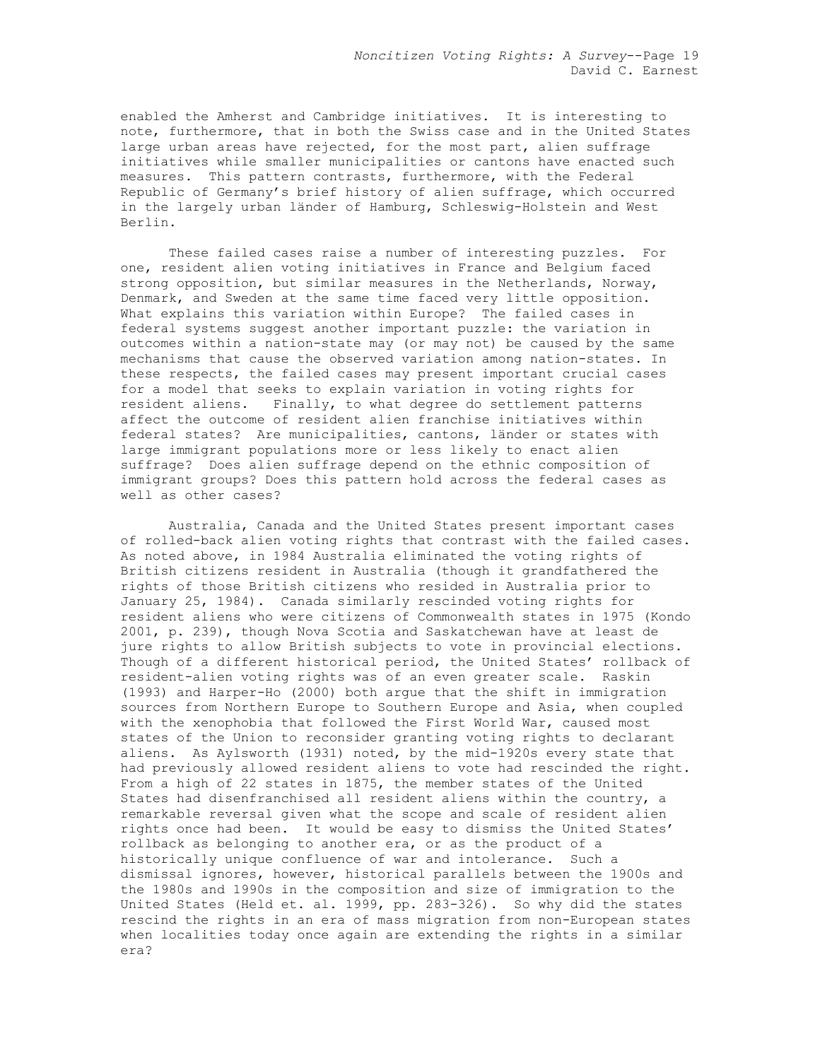enabled the Amherst and Cambridge initiatives. It is interesting to note, furthermore, that in both the Swiss case and in the United States large urban areas have rejected, for the most part, alien suffrage initiatives while smaller municipalities or cantons have enacted such measures. This pattern contrasts, furthermore, with the Federal Republic of Germany's brief history of alien suffrage, which occurred in the largely urban länder of Hamburg, Schleswig-Holstein and West Berlin.

These failed cases raise a number of interesting puzzles. For one, resident alien voting initiatives in France and Belgium faced strong opposition, but similar measures in the Netherlands, Norway, Denmark, and Sweden at the same time faced very little opposition. What explains this variation within Europe? The failed cases in federal systems suggest another important puzzle: the variation in outcomes within a nation-state may (or may not) be caused by the same mechanisms that cause the observed variation among nation-states. In these respects, the failed cases may present important crucial cases for a model that seeks to explain variation in voting rights for resident aliens. Finally, to what degree do settlement patterns affect the outcome of resident alien franchise initiatives within federal states? Are municipalities, cantons, länder or states with large immigrant populations more or less likely to enact alien suffrage? Does alien suffrage depend on the ethnic composition of immigrant groups? Does this pattern hold across the federal cases as well as other cases?

Australia, Canada and the United States present important cases of rolled-back alien voting rights that contrast with the failed cases. As noted above, in 1984 Australia eliminated the voting rights of British citizens resident in Australia (though it grandfathered the rights of those British citizens who resided in Australia prior to January 25, 1984). Canada similarly rescinded voting rights for resident aliens who were citizens of Commonwealth states in 1975 (Kondo 2001, p. 239), though Nova Scotia and Saskatchewan have at least de jure rights to allow British subjects to vote in provincial elections. Though of a different historical period, the United States' rollback of resident-alien voting rights was of an even greater scale. Raskin (1993) and Harper-Ho (2000) both argue that the shift in immigration sources from Northern Europe to Southern Europe and Asia, when coupled with the xenophobia that followed the First World War, caused most states of the Union to reconsider granting voting rights to declarant aliens. As Aylsworth (1931) noted, by the mid-1920s every state that had previously allowed resident aliens to vote had rescinded the right. From a high of 22 states in 1875, the member states of the United States had disenfranchised all resident aliens within the country, a remarkable reversal given what the scope and scale of resident alien rights once had been. It would be easy to dismiss the United States' rollback as belonging to another era, or as the product of a historically unique confluence of war and intolerance. Such a dismissal ignores, however, historical parallels between the 1900s and the 1980s and 1990s in the composition and size of immigration to the United States (Held et. al. 1999, pp. 283-326). So why did the states rescind the rights in an era of mass migration from non-European states when localities today once again are extending the rights in a similar era?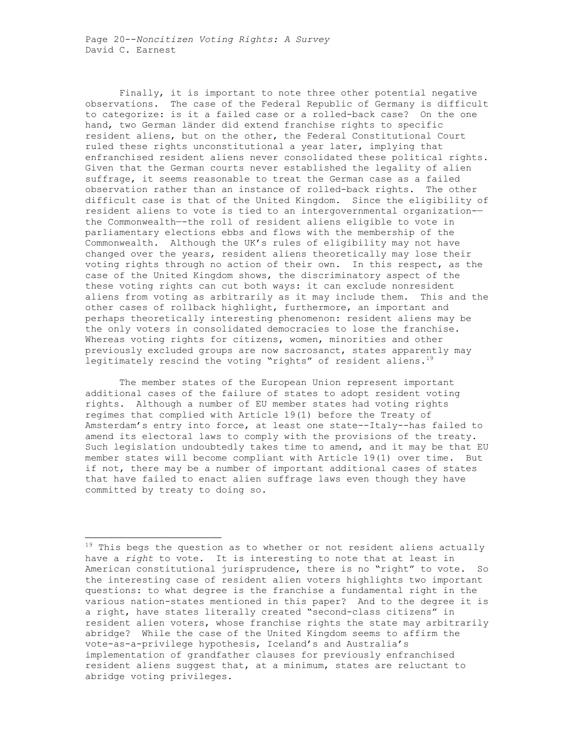Finally, it is important to note three other potential negative observations. The case of the Federal Republic of Germany is difficult to categorize: is it a failed case or a rolled-back case? On the one hand, two German länder did extend franchise rights to specific resident aliens, but on the other, the Federal Constitutional Court ruled these rights unconstitutional a year later, implying that enfranchised resident aliens never consolidated these political rights. Given that the German courts never established the legality of alien suffrage, it seems reasonable to treat the German case as a failed observation rather than an instance of rolled-back rights. The other difficult case is that of the United Kingdom. Since the eligibility of resident aliens to vote is tied to an intergovernmental organization—the Commonwealth—the roll of resident aliens eligible to vote in parliamentary elections ebbs and flows with the membership of the Commonwealth. Although the UK's rules of eligibility may not have changed over the years, resident aliens theoretically may lose their voting rights through no action of their own. In this respect, as the case of the United Kingdom shows, the discriminatory aspect of the these voting rights can cut both ways: it can exclude nonresident aliens from voting as arbitrarily as it may include them. This and the other cases of rollback highlight, furthermore, an important and perhaps theoretically interesting phenomenon: resident aliens may be the only voters in consolidated democracies to lose the franchise. Whereas voting rights for citizens, women, minorities and other previously excluded groups are now sacrosanct, states apparently may legitimately rescind the voting "rights" of resident aliens.[19]

The member states of the European Union represent important additional cases of the failure of states to adopt resident voting rights. Although a number of EU member states had voting rights regimes that complied with Article 19(1) before the Treaty of Amsterdam's entry into force, at least one state--Italy--has failed to amend its electoral laws to comply with the provisions of the treaty. Such legislation undoubtedly takes time to amend, and it may be that EU member states will become compliant with Article 19(1) over time. But if not, there may be a number of important additional cases of states that have failed to enact alien suffrage laws even though they have committed by treaty to doing so.

---

[19] This begs the question as to whether or not resident aliens actually have a *right* to vote. It is interesting to note that at least in American constitutional jurisprudence, there is no "right" to vote. So the interesting case of resident alien voters highlights two important questions: to what degree is the franchise a fundamental right in the various nation-states mentioned in this paper? And to the degree it is a right, have states literally created "second-class citizens" in resident alien voters, whose franchise rights the state may arbitrarily abridge? While the case of the United Kingdom seems to affirm the vote-as-a-privilege hypothesis, Iceland's and Australia's implementation of grandfather clauses for previously enfranchised resident aliens suggest that, at a minimum, states are reluctant to abridge voting privileges.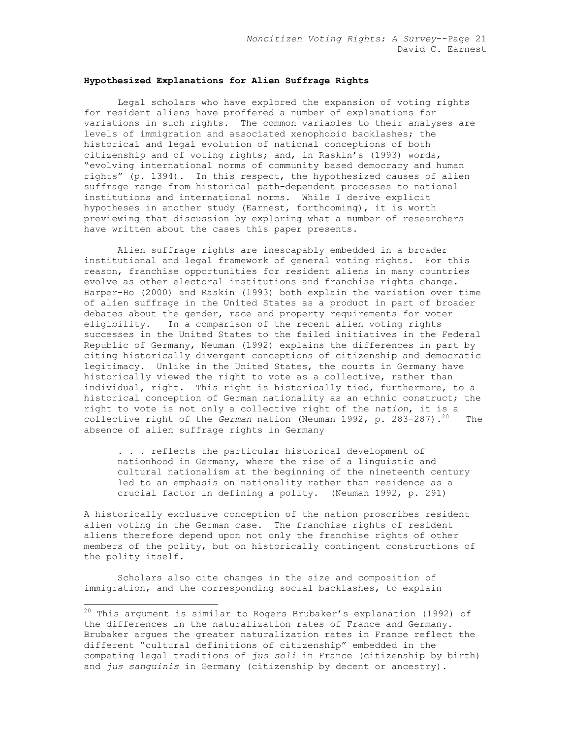**Hypothesized Explanations for Alien Suffrage Rights**

Legal scholars who have explored the expansion of voting rights for resident aliens have proffered a number of explanations for variations in such rights. The common variables to their analyses are levels of immigration and associated xenophobic backlashes; the historical and legal evolution of national conceptions of both citizenship and of voting rights; and, in Raskin's (1993) words, "evolving international norms of community based democracy and human rights" (p. 1394). In this respect, the hypothesized causes of alien suffrage range from historical path-dependent processes to national institutions and international norms. While I derive explicit hypotheses in another study (Earnest, forthcoming), it is worth previewing that discussion by exploring what a number of researchers have written about the cases this paper presents.

Alien suffrage rights are inescapably embedded in a broader institutional and legal framework of general voting rights. For this reason, franchise opportunities for resident aliens in many countries evolve as other electoral institutions and franchise rights change. Harper-Ho (2000) and Raskin (1993) both explain the variation over time of alien suffrage in the United States as a product in part of broader debates about the gender, race and property requirements for voter eligibility. In a comparison of the recent alien voting rights successes in the United States to the failed initiatives in the Federal Republic of Germany, Neuman (1992) explains the differences in part by citing historically divergent conceptions of citizenship and democratic legitimacy. Unlike in the United States, the courts in Germany have historically viewed the right to vote as a collective, rather than individual, right. This right is historically tied, furthermore, to a historical conception of German nationality as an ethnic construct; the right to vote is not only a collective right of the *nation*, it is a collective right of the *German* nation (Neuman 1992, p. 283-287).[20] The absence of alien suffrage rights in Germany

> . . . reflects the particular historical development of nationhood in Germany, where the rise of a linguistic and cultural nationalism at the beginning of the nineteenth century led to an emphasis on nationality rather than residence as a crucial factor in defining a polity. (Neuman 1992, p. 291)

A historically exclusive conception of the nation proscribes resident alien voting in the German case. The franchise rights of resident aliens therefore depend upon not only the franchise rights of other members of the polity, but on historically contingent constructions of the polity itself.

Scholars also cite changes in the size and composition of immigration, and the corresponding social backlashes, to explain

---

[20] This argument is similar to Rogers Brubaker's explanation (1992) of the differences in the naturalization rates of France and Germany. Brubaker argues the greater naturalization rates in France reflect the different "cultural definitions of citizenship" embedded in the competing legal traditions of *jus soli* in France (citizenship by birth) and *jus sanguinis* in Germany (citizenship by decent or ancestry).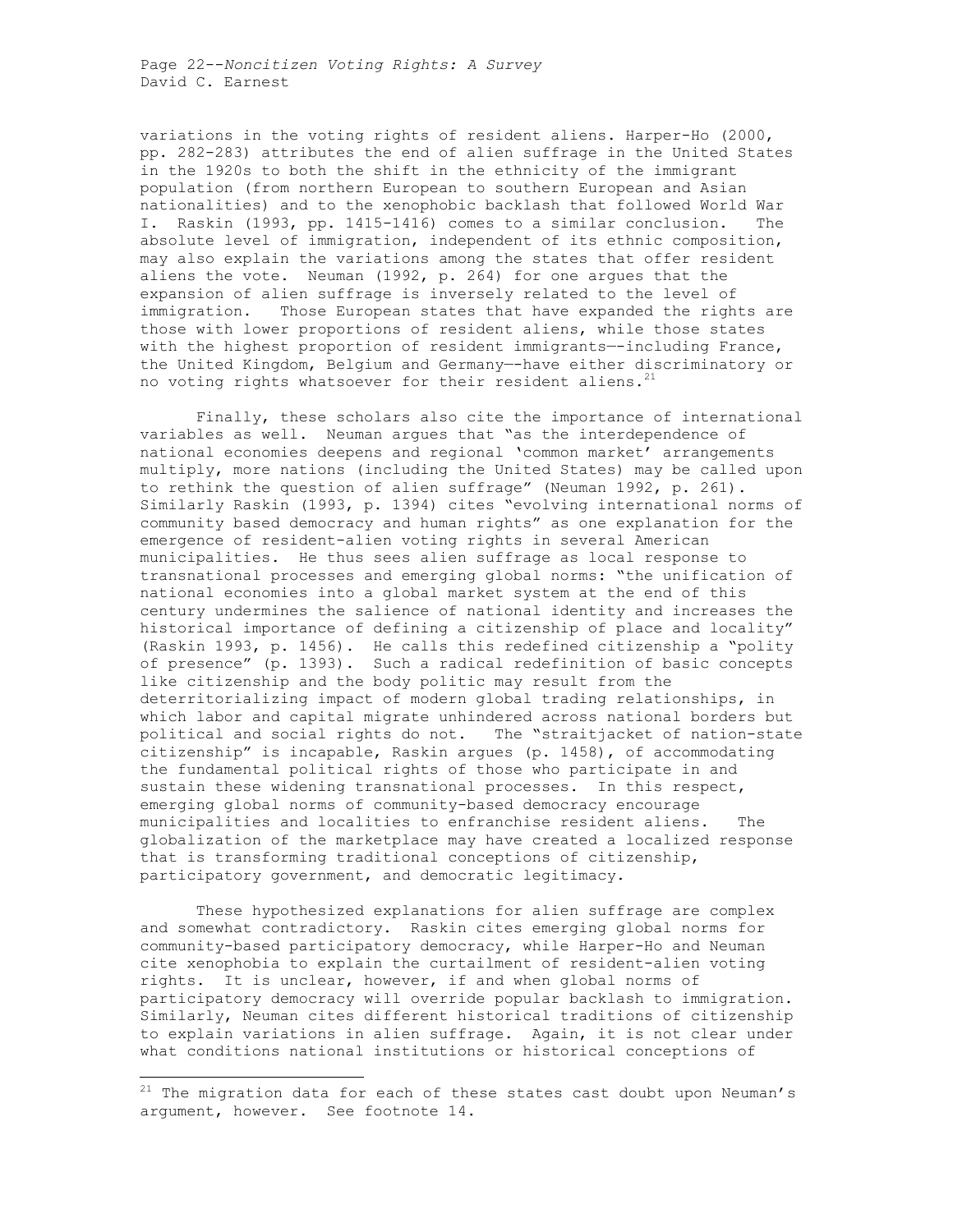variations in the voting rights of resident aliens. Harper-Ho (2000, pp. 282-283) attributes the end of alien suffrage in the United States in the 1920s to both the shift in the ethnicity of the immigrant population (from northern European to southern European and Asian nationalities) and to the xenophobic backlash that followed World War I. Raskin (1993, pp. 1415-1416) comes to a similar conclusion. The absolute level of immigration, independent of its ethnic composition, may also explain the variations among the states that offer resident aliens the vote. Neuman (1992, p. 264) for one argues that the expansion of alien suffrage is inversely related to the level of immigration. Those European states that have expanded the rights are those with lower proportions of resident aliens, while those states with the highest proportion of resident immigrants—-including France, the United Kingdom, Belgium and Germany—-have either discriminatory or no voting rights whatsoever for their resident aliens.[21]

Finally, these scholars also cite the importance of international variables as well. Neuman argues that "as the interdependence of national economies deepens and regional 'common market' arrangements multiply, more nations (including the United States) may be called upon to rethink the question of alien suffrage" (Neuman 1992, p. 261). Similarly Raskin (1993, p. 1394) cites "evolving international norms of community based democracy and human rights" as one explanation for the emergence of resident-alien voting rights in several American municipalities. He thus sees alien suffrage as local response to transnational processes and emerging global norms: "the unification of national economies into a global market system at the end of this century undermines the salience of national identity and increases the historical importance of defining a citizenship of place and locality" (Raskin 1993, p. 1456). He calls this redefined citizenship a "polity of presence" (p. 1393). Such a radical redefinition of basic concepts like citizenship and the body politic may result from the deterritorializing impact of modern global trading relationships, in which labor and capital migrate unhindered across national borders but political and social rights do not. The "straitjacket of nation-state citizenship" is incapable, Raskin argues (p. 1458), of accommodating the fundamental political rights of those who participate in and sustain these widening transnational processes. In this respect, emerging global norms of community-based democracy encourage municipalities and localities to enfranchise resident aliens. The globalization of the marketplace may have created a localized response that is transforming traditional conceptions of citizenship, participatory government, and democratic legitimacy.

These hypothesized explanations for alien suffrage are complex and somewhat contradictory. Raskin cites emerging global norms for community-based participatory democracy, while Harper-Ho and Neuman cite xenophobia to explain the curtailment of resident-alien voting rights. It is unclear, however, if and when global norms of participatory democracy will override popular backlash to immigration. Similarly, Neuman cites different historical traditions of citizenship to explain variations in alien suffrage. Again, it is not clear under what conditions national institutions or historical conceptions of

---

[21] The migration data for each of these states cast doubt upon Neuman's argument, however. See footnote 14.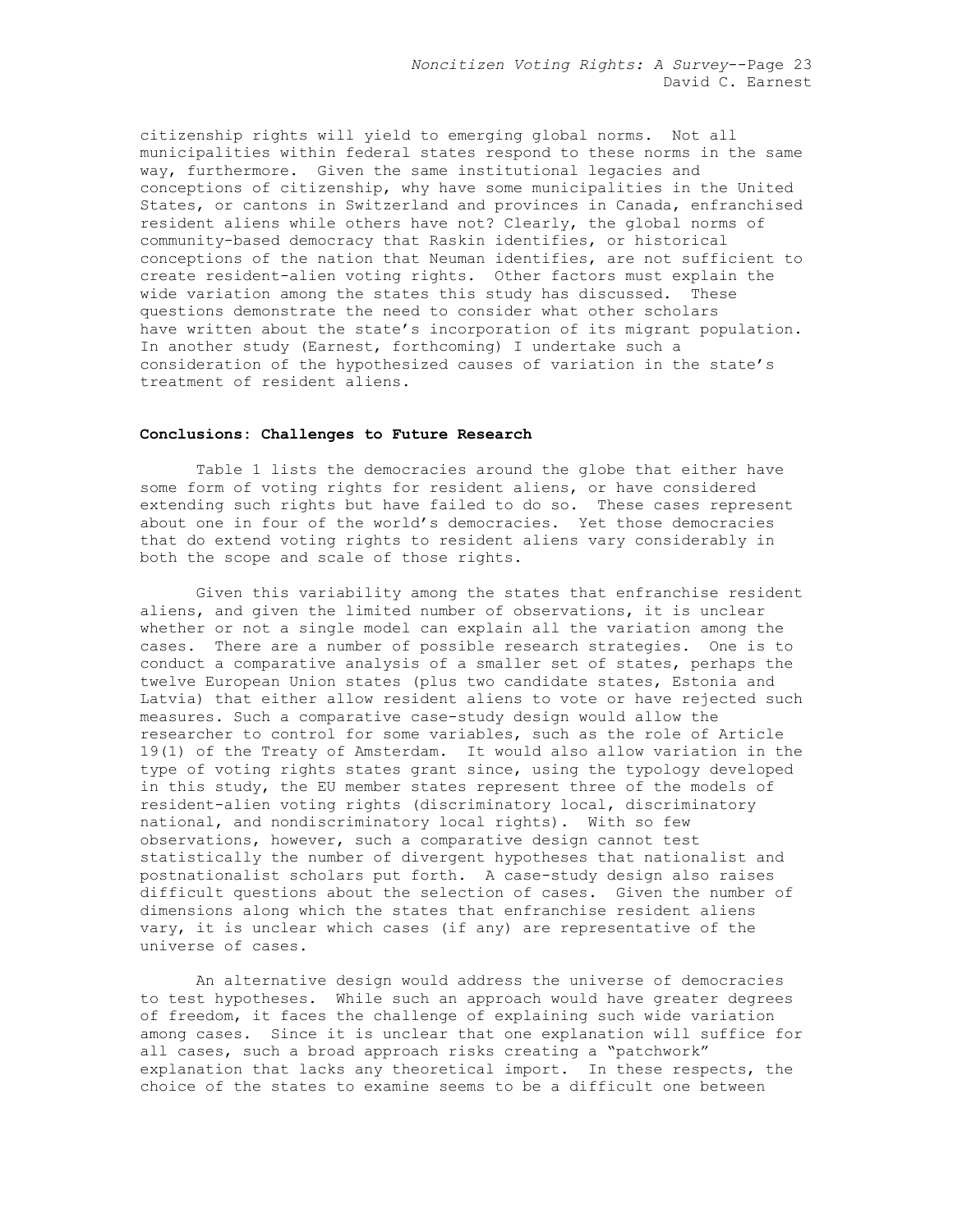citizenship rights will yield to emerging global norms. Not all municipalities within federal states respond to these norms in the same way, furthermore. Given the same institutional legacies and conceptions of citizenship, why have some municipalities in the United States, or cantons in Switzerland and provinces in Canada, enfranchised resident aliens while others have not? Clearly, the global norms of community-based democracy that Raskin identifies, or historical conceptions of the nation that Neuman identifies, are not sufficient to create resident-alien voting rights. Other factors must explain the wide variation among the states this study has discussed. These questions demonstrate the need to consider what other scholars have written about the state's incorporation of its migrant population. In another study (Earnest, forthcoming) I undertake such a consideration of the hypothesized causes of variation in the state's treatment of resident aliens.

**Conclusions: Challenges to Future Research**

Table 1 lists the democracies around the globe that either have some form of voting rights for resident aliens, or have considered extending such rights but have failed to do so. These cases represent about one in four of the world's democracies. Yet those democracies that do extend voting rights to resident aliens vary considerably in both the scope and scale of those rights.

Given this variability among the states that enfranchise resident aliens, and given the limited number of observations, it is unclear whether or not a single model can explain all the variation among the cases. There are a number of possible research strategies. One is to conduct a comparative analysis of a smaller set of states, perhaps the twelve European Union states (plus two candidate states, Estonia and Latvia) that either allow resident aliens to vote or have rejected such measures. Such a comparative case-study design would allow the researcher to control for some variables, such as the role of Article 19(1) of the Treaty of Amsterdam. It would also allow variation in the type of voting rights states grant since, using the typology developed in this study, the EU member states represent three of the models of resident-alien voting rights (discriminatory local, discriminatory national, and nondiscriminatory local rights). With so few observations, however, such a comparative design cannot test statistically the number of divergent hypotheses that nationalist and postnationalist scholars put forth. A case-study design also raises difficult questions about the selection of cases. Given the number of dimensions along which the states that enfranchise resident aliens vary, it is unclear which cases (if any) are representative of the universe of cases.

An alternative design would address the universe of democracies to test hypotheses. While such an approach would have greater degrees of freedom, it faces the challenge of explaining such wide variation among cases. Since it is unclear that one explanation will suffice for all cases, such a broad approach risks creating a "patchwork" explanation that lacks any theoretical import. In these respects, the choice of the states to examine seems to be a difficult one between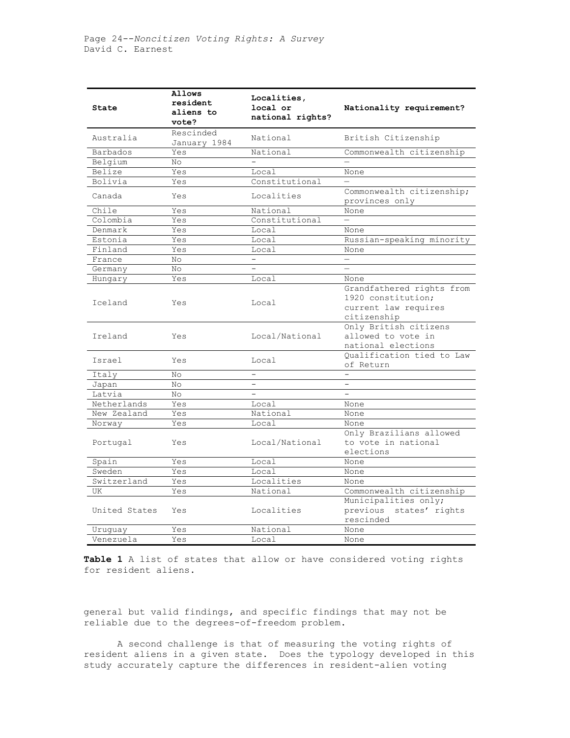| State | Allows resident aliens to vote? | Localities, local or national rights? | Nationality requirement? |
|---|---|---|---|
| Australia | Rescinded January 1984 | National | British Citizenship |
| Barbados | Yes | National | Commonwealth citizenship |
| Belgium | No | – | – |
| Belize | Yes | Local | None |
| Bolivia | Yes | Constitutional | – |
| Canada | Yes | Localities | Commonwealth citizenship; provinces only |
| Chile | Yes | National | None |
| Colombia | Yes | Constitutional | – |
| Denmark | Yes | Local | None |
| Estonia | Yes | Local | Russian-speaking minority |
| Finland | Yes | Local | None |
| France | No | – | – |
| Germany | No | – | – |
| Hungary | Yes | Local | None |
| Iceland | Yes | Local | Grandfathered rights from 1920 constitution; current law requires citizenship |
| Ireland | Yes | Local/National | Only British citizens allowed to vote in national elections |
| Israel | Yes | Local | Qualification tied to Law of Return |
| Italy | No | – | – |
| Japan | No | – | – |
| Latvia | No | – | – |
| Netherlands | Yes | Local | None |
| New Zealand | Yes | National | None |
| Norway | Yes | Local | None |
| Portugal | Yes | Local/National | Only Brazilians allowed to vote in national elections |
| Spain | Yes | Local | None |
| Sweden | Yes | Local | None |
| Switzerland | Yes | Localities | None |
| UK | Yes | National | Commonwealth citizenship |
| United States | Yes | Localities | Municipalities only; previous states' rights rescinded |
| Uruguay | Yes | National | None |
| Venezuela | Yes | Local | None |

**Table 1** A list of states that allow or have considered voting rights for resident aliens.

general but valid findings, and specific findings that may not be reliable due to the degrees-of-freedom problem.

A second challenge is that of measuring the voting rights of resident aliens in a given state. Does the typology developed in this study accurately capture the differences in resident-alien voting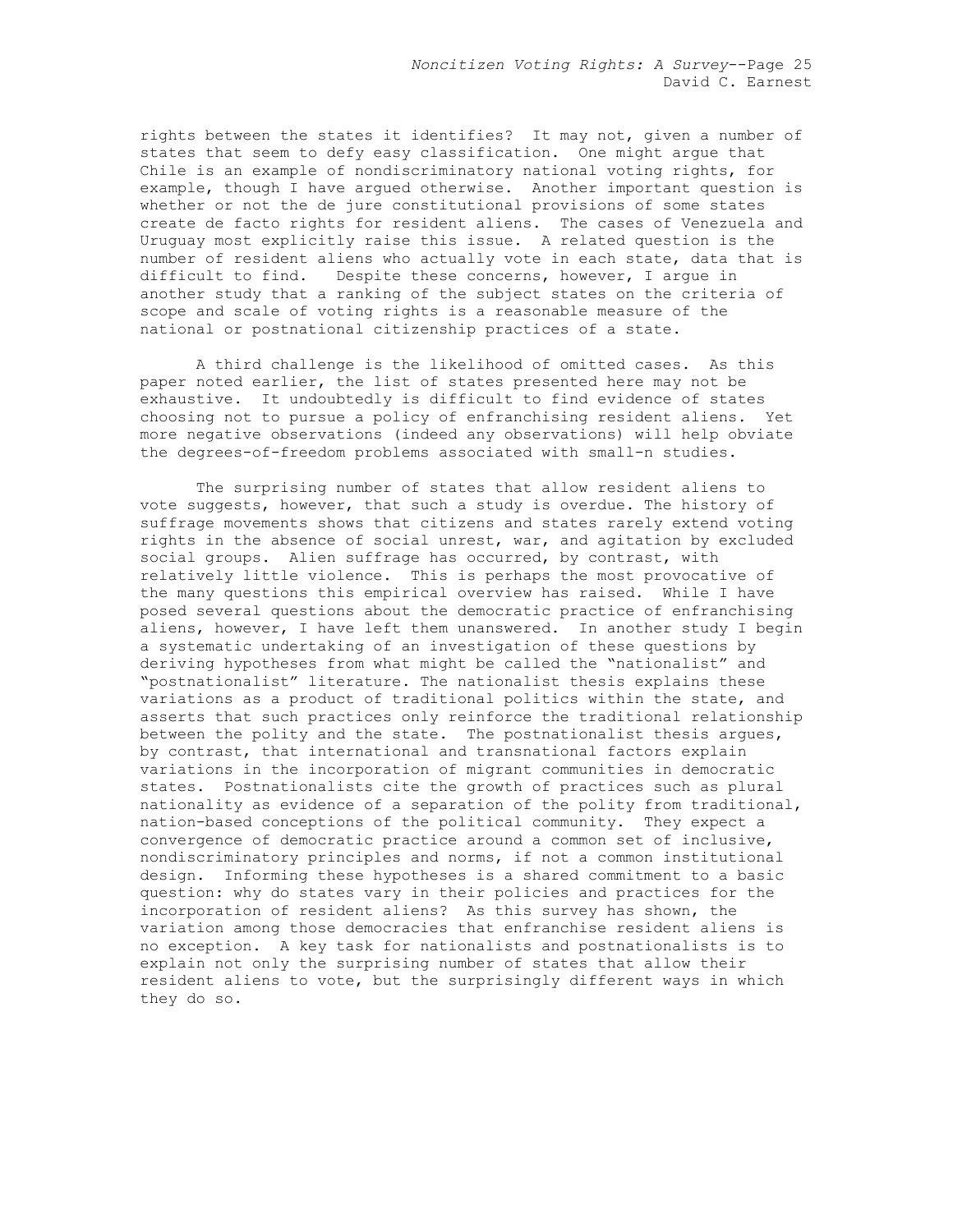rights between the states it identifies? It may not, given a number of states that seem to defy easy classification. One might argue that Chile is an example of nondiscriminatory national voting rights, for example, though I have argued otherwise. Another important question is whether or not the de jure constitutional provisions of some states create de facto rights for resident aliens. The cases of Venezuela and Uruguay most explicitly raise this issue. A related question is the number of resident aliens who actually vote in each state, data that is difficult to find. Despite these concerns, however, I argue in another study that a ranking of the subject states on the criteria of scope and scale of voting rights is a reasonable measure of the national or postnational citizenship practices of a state.

A third challenge is the likelihood of omitted cases. As this paper noted earlier, the list of states presented here may not be exhaustive. It undoubtedly is difficult to find evidence of states choosing not to pursue a policy of enfranchising resident aliens. Yet more negative observations (indeed any observations) will help obviate the degrees-of-freedom problems associated with small-n studies.

The surprising number of states that allow resident aliens to vote suggests, however, that such a study is overdue. The history of suffrage movements shows that citizens and states rarely extend voting rights in the absence of social unrest, war, and agitation by excluded social groups. Alien suffrage has occurred, by contrast, with relatively little violence. This is perhaps the most provocative of the many questions this empirical overview has raised. While I have posed several questions about the democratic practice of enfranchising aliens, however, I have left them unanswered. In another study I begin a systematic undertaking of an investigation of these questions by deriving hypotheses from what might be called the "nationalist" and "postnationalist" literature. The nationalist thesis explains these variations as a product of traditional politics within the state, and asserts that such practices only reinforce the traditional relationship between the polity and the state. The postnationalist thesis argues, by contrast, that international and transnational factors explain variations in the incorporation of migrant communities in democratic states. Postnationalists cite the growth of practices such as plural nationality as evidence of a separation of the polity from traditional, nation-based conceptions of the political community. They expect a convergence of democratic practice around a common set of inclusive, nondiscriminatory principles and norms, if not a common institutional design. Informing these hypotheses is a shared commitment to a basic question: why do states vary in their policies and practices for the incorporation of resident aliens? As this survey has shown, the variation among those democracies that enfranchise resident aliens is no exception. A key task for nationalists and postnationalists is to explain not only the surprising number of states that allow their resident aliens to vote, but the surprisingly different ways in which they do so.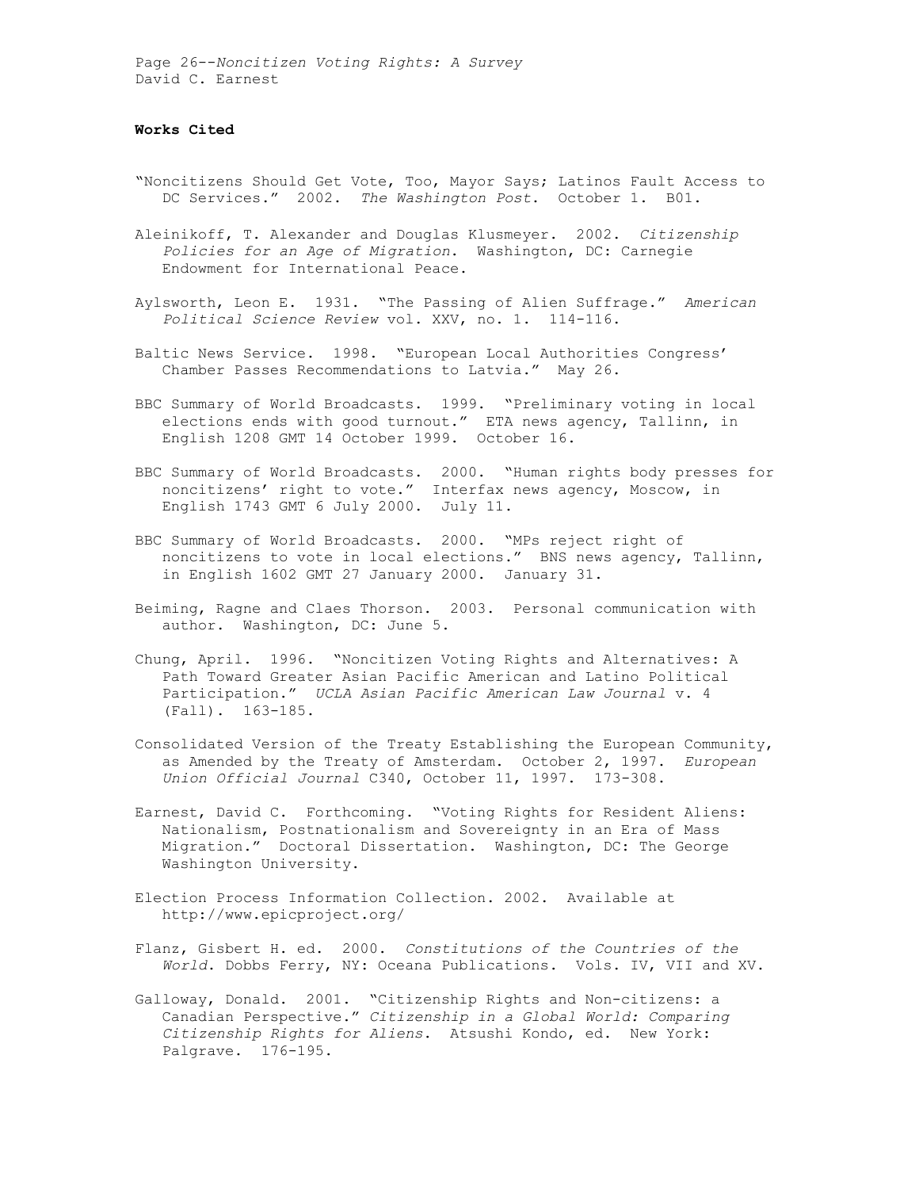**Works Cited**

"Noncitizens Should Get Vote, Too, Mayor Says; Latinos Fault Access to DC Services." 2002. *The Washington Post*. October 1. B01.

Aleinikoff, T. Alexander and Douglas Klusmeyer. 2002. *Citizenship Policies for an Age of Migration*. Washington, DC: Carnegie Endowment for International Peace.

Aylsworth, Leon E. 1931. "The Passing of Alien Suffrage." *American Political Science Review* vol. XXV, no. 1. 114-116.

Baltic News Service. 1998. "European Local Authorities Congress' Chamber Passes Recommendations to Latvia." May 26.

BBC Summary of World Broadcasts. 1999. "Preliminary voting in local elections ends with good turnout." ETA news agency, Tallinn, in English 1208 GMT 14 October 1999. October 16.

BBC Summary of World Broadcasts. 2000. "Human rights body presses for noncitizens' right to vote." Interfax news agency, Moscow, in English 1743 GMT 6 July 2000. July 11.

BBC Summary of World Broadcasts. 2000. "MPs reject right of noncitizens to vote in local elections." BNS news agency, Tallinn, in English 1602 GMT 27 January 2000. January 31.

Beiming, Ragne and Claes Thorson. 2003. Personal communication with author. Washington, DC: June 5.

Chung, April. 1996. "Noncitizen Voting Rights and Alternatives: A Path Toward Greater Asian Pacific American and Latino Political Participation." *UCLA Asian Pacific American Law Journal* v. 4 (Fall). 163-185.

Consolidated Version of the Treaty Establishing the European Community, as Amended by the Treaty of Amsterdam. October 2, 1997. *European Union Official Journal* C340, October 11, 1997. 173-308.

Earnest, David C. Forthcoming. "Voting Rights for Resident Aliens: Nationalism, Postnationalism and Sovereignty in an Era of Mass Migration." Doctoral Dissertation. Washington, DC: The George Washington University.

Election Process Information Collection. 2002. Available at http://www.epicproject.org/

Flanz, Gisbert H. ed. 2000. *Constitutions of the Countries of the World*. Dobbs Ferry, NY: Oceana Publications. Vols. IV, VII and XV.

Galloway, Donald. 2001. "Citizenship Rights and Non-citizens: a Canadian Perspective." *Citizenship in a Global World: Comparing Citizenship Rights for Aliens*. Atsushi Kondo, ed. New York: Palgrave. 176-195.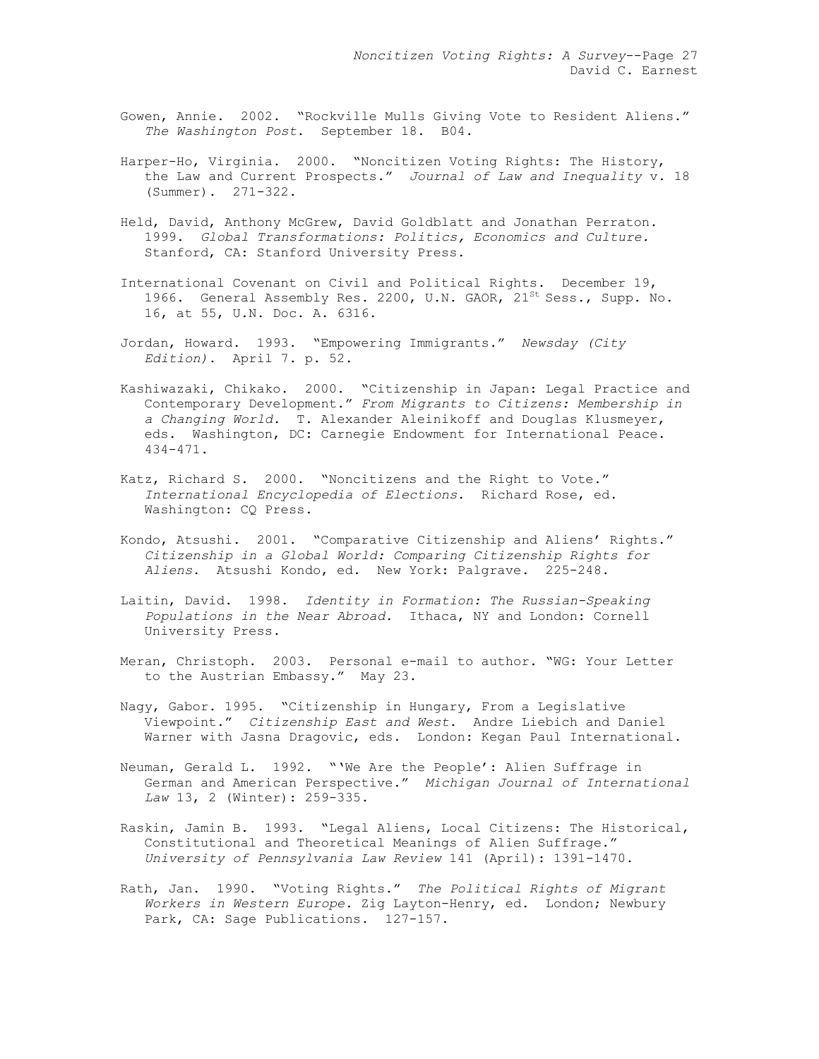Gowen, Annie. 2002. "Rockville Mulls Giving Vote to Resident Aliens." *The Washington Post*. September 18. B04.

Harper-Ho, Virginia. 2000. "Noncitizen Voting Rights: The History, the Law and Current Prospects." *Journal of Law and Inequality* v. 18 (Summer). 271-322.

Held, David, Anthony McGrew, David Goldblatt and Jonathan Perraton. 1999. *Global Transformations: Politics, Economics and Culture.* Stanford, CA: Stanford University Press.

International Covenant on Civil and Political Rights. December 19, 1966. General Assembly Res. 2200, U.N. GAOR, 21st Sess., Supp. No. 16, at 55, U.N. Doc. A. 6316.

Jordan, Howard. 1993. "Empowering Immigrants." *Newsday (City Edition)*. April 7. p. 52.

Kashiwazaki, Chikako. 2000. "Citizenship in Japan: Legal Practice and Contemporary Development." *From Migrants to Citizens: Membership in a Changing World.* T. Alexander Aleinikoff and Douglas Klusmeyer, eds. Washington, DC: Carnegie Endowment for International Peace. 434-471.

Katz, Richard S. 2000. "Noncitizens and the Right to Vote." *International Encyclopedia of Elections*. Richard Rose, ed. Washington: CQ Press.

Kondo, Atsushi. 2001. "Comparative Citizenship and Aliens' Rights." *Citizenship in a Global World: Comparing Citizenship Rights for Aliens*. Atsushi Kondo, ed. New York: Palgrave. 225-248.

Laitin, David. 1998. *Identity in Formation: The Russian-Speaking Populations in the Near Abroad.* Ithaca, NY and London: Cornell University Press.

Meran, Christoph. 2003. Personal e-mail to author. "WG: Your Letter to the Austrian Embassy." May 23.

Nagy, Gabor. 1995. "Citizenship in Hungary, From a Legislative Viewpoint." *Citizenship East and West*. Andre Liebich and Daniel Warner with Jasna Dragovic, eds. London: Kegan Paul International.

Neuman, Gerald L. 1992. "'We Are the People': Alien Suffrage in German and American Perspective." *Michigan Journal of International Law* 13, 2 (Winter): 259-335.

Raskin, Jamin B. 1993. "Legal Aliens, Local Citizens: The Historical, Constitutional and Theoretical Meanings of Alien Suffrage." *University of Pennsylvania Law Review* 141 (April): 1391-1470.

Rath, Jan. 1990. "Voting Rights." *The Political Rights of Migrant Workers in Western Europe.* Zig Layton-Henry, ed. London; Newbury Park, CA: Sage Publications. 127-157.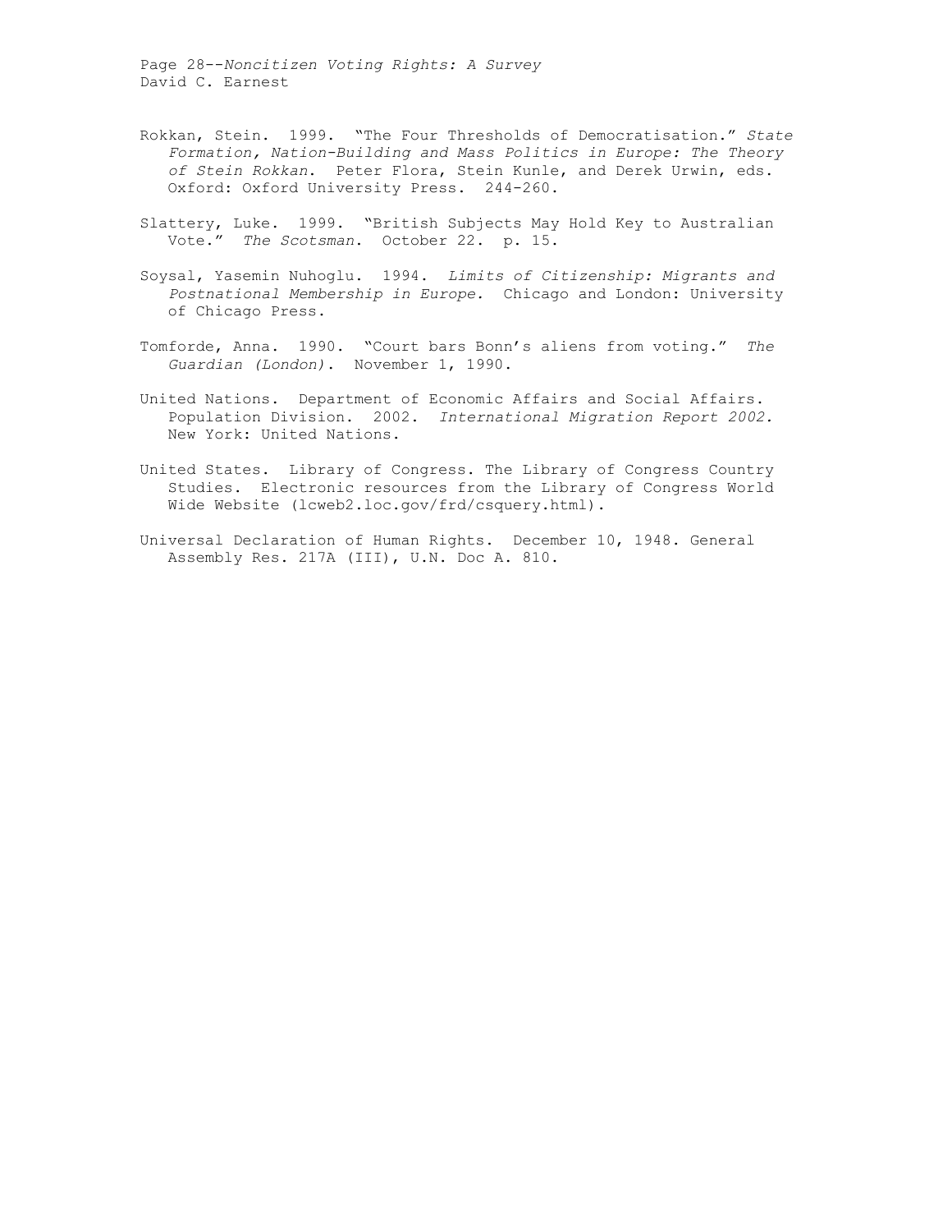Rokkan, Stein. 1999. "The Four Thresholds of Democratisation." *State Formation, Nation-Building and Mass Politics in Europe: The Theory of Stein Rokkan.* Peter Flora, Stein Kunle, and Derek Urwin, eds. Oxford: Oxford University Press. 244-260.

Slattery, Luke. 1999. "British Subjects May Hold Key to Australian Vote." *The Scotsman.* October 22. p. 15.

Soysal, Yasemin Nuhoglu. 1994. *Limits of Citizenship: Migrants and Postnational Membership in Europe.* Chicago and London: University of Chicago Press.

Tomforde, Anna. 1990. "Court bars Bonn's aliens from voting." *The Guardian (London).* November 1, 1990.

United Nations. Department of Economic Affairs and Social Affairs. Population Division. 2002. *International Migration Report 2002.* New York: United Nations.

United States. Library of Congress. The Library of Congress Country Studies. Electronic resources from the Library of Congress World Wide Website (lcweb2.loc.gov/frd/csquery.html).

Universal Declaration of Human Rights. December 10, 1948. General Assembly Res. 217A (III), U.N. Doc A. 810.